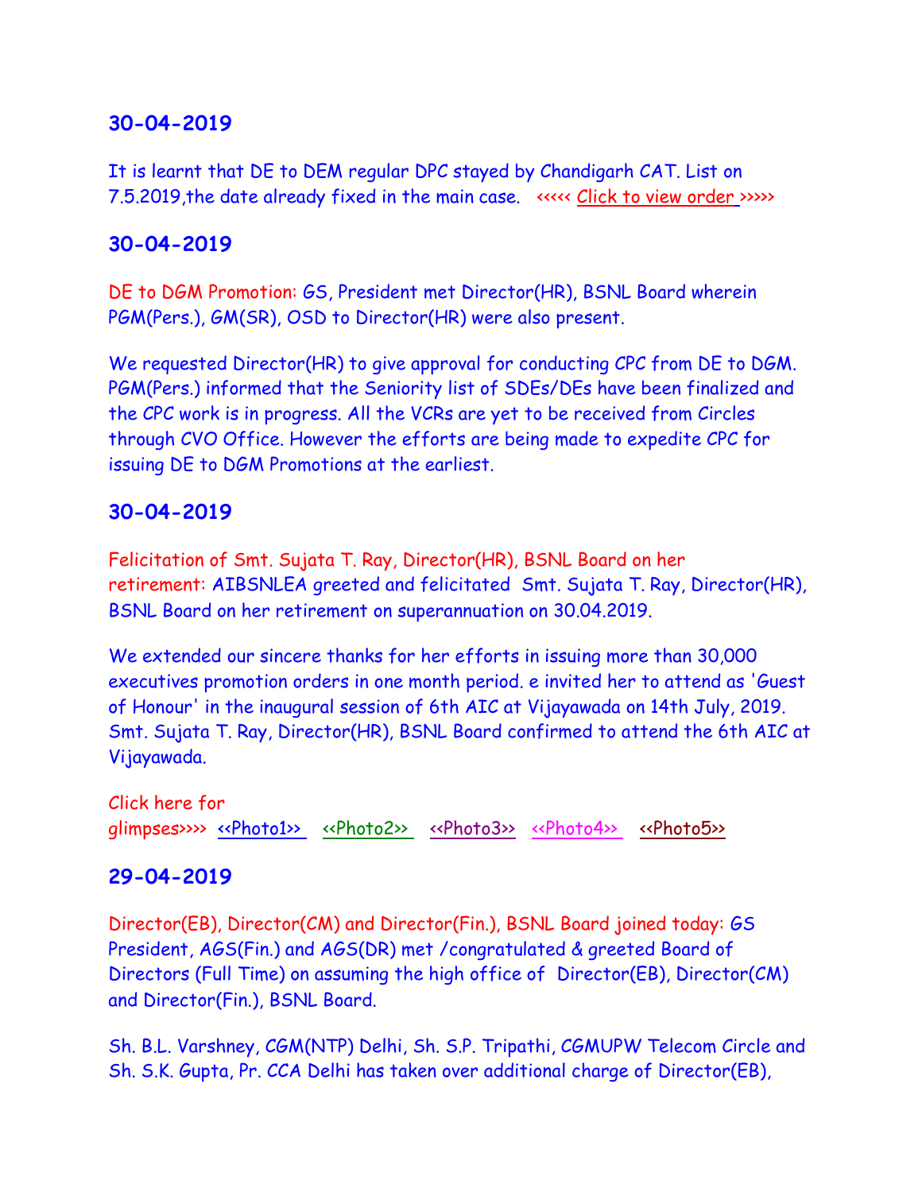## 30-04-2019

It is learnt that DE to DEM regular DPC stayed by Chandigarh CAT. List on 7.5.2019,the date already fixed in the main case. <<<<< Click to view order >>>>>

## 30-04-2019

DE to DGM Promotion: GS, President met Director(HR), BSNL Board wherein PGM(Pers.), GM(SR), OSD to Director(HR) were also present.

We requested Director(HR) to give approval for conducting CPC from DE to DGM. PGM(Pers.) informed that the Seniority list of SDEs/DEs have been finalized and the CPC work is in progress. All the VCRs are yet to be received from Circles through CVO Office. However the efforts are being made to expedite CPC for issuing DE to DGM Promotions at the earliest.

## 30-04-2019

Felicitation of Smt. Sujata T. Ray, Director(HR), BSNL Board on her retirement: AIBSNLEA greeted and felicitated Smt. Sujata T. Ray, Director(HR), BSNL Board on her retirement on superannuation on 30.04.2019.

We extended our sincere thanks for her efforts in issuing more than 30,000 executives promotion orders in one month period. e invited her to attend as 'Guest of Honour' in the inaugural session of 6th AIC at Vijayawada on 14th July, 2019. Smt. Sujata T. Ray, Director(HR), BSNL Board confirmed to attend the 6th AIC at Vijayawada.

Click here for glimpses>>>> <<Photo1>> <<Photo2>> <<Photo3>> <<Photo4>> <<Photo5>>

## 29-04-2019

Director(EB), Director(CM) and Director(Fin.), BSNL Board joined today: GS President, AGS(Fin.) and AGS(DR) met /congratulated & greeted Board of Directors (Full Time) on assuming the high office of Director(EB), Director(CM) and Director(Fin.), BSNL Board.

Sh. B.L. Varshney, CGM(NTP) Delhi, Sh. S.P. Tripathi, CGMUPW Telecom Circle and Sh. S.K. Gupta, Pr. CCA Delhi has taken over additional charge of Director(EB),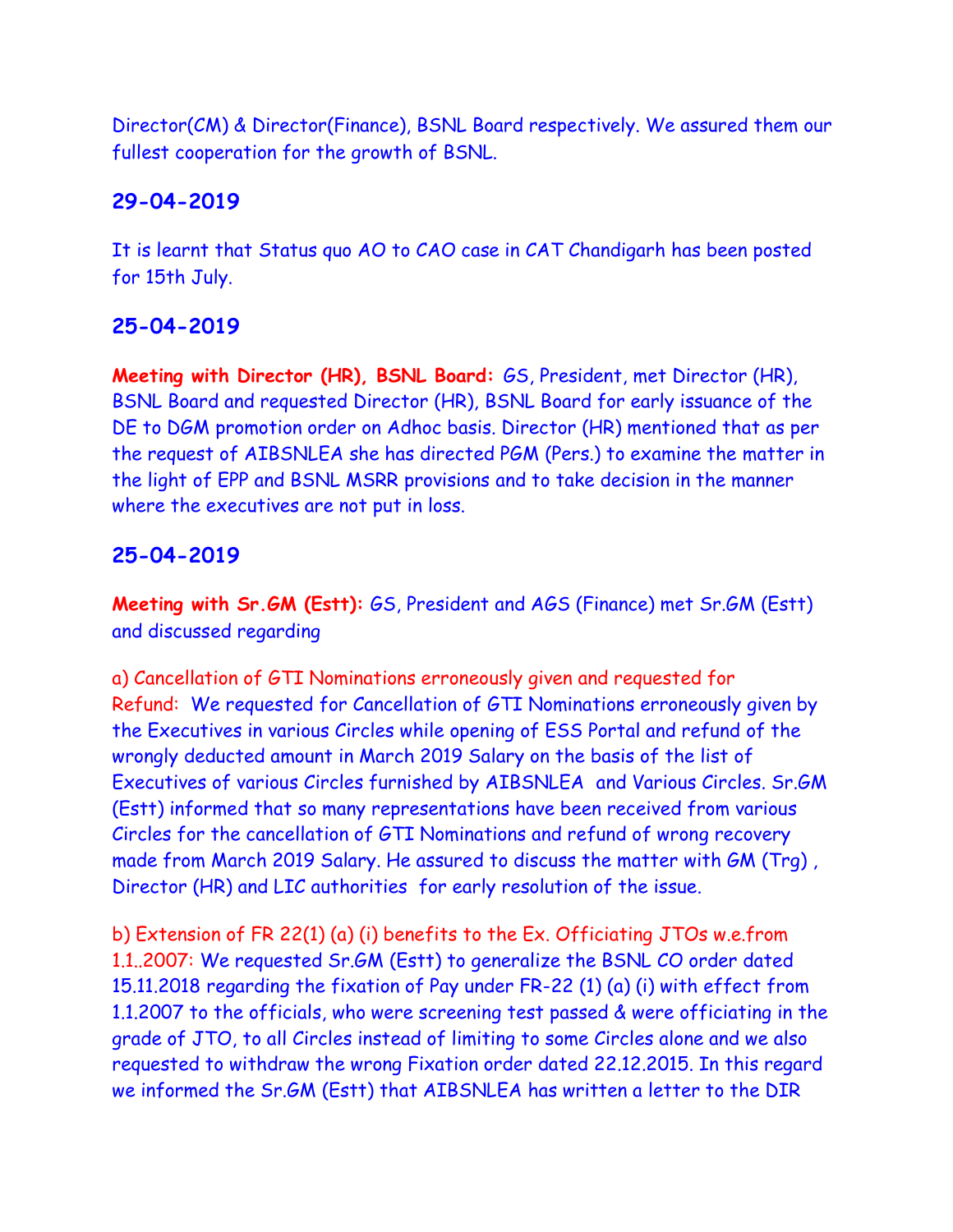Director(CM) & Director(Finance), BSNL Board respectively. We assured them our fullest cooperation for the growth of BSNL.

## 29-04-2019

It is learnt that Status quo AO to CAO case in CAT Chandigarh has been posted for 15th July.

## 25-04-2019

**Meeting with Director (HR), BSNL Board:** GS, President, met Director (HR), BSNL Board and requested Director (HR), BSNL Board for early issuance of the DE to DGM promotion order on Adhoc basis. Director (HR) mentioned that as per the request of AIBSNLEA she has directed PGM (Pers.) to examine the matter in the light of EPP and BSNL MSRR provisions and to take decision in the manner where the executives are not put in loss.

## 25-04-2019

**Meeting with Sr.GM (Estt):** GS, President and AGS (Finance) met Sr.GM (Estt) and discussed regarding

a) Cancellation of GTI Nominations erroneously given and requested for Refund: We requested for Cancellation of GTI Nominations erroneously given by the Executives in various Circles while opening of ESS Portal and refund of the wrongly deducted amount in March 2019 Salary on the basis of the list of Executives of various Circles furnished by AIBSNLEA and Various Circles. Sr.GM (Estt) informed that so many representations have been received from various Circles for the cancellation of GTI Nominations and refund of wrong recovery made from March 2019 Salary. He assured to discuss the matter with GM (Trg), Director (HR) and LIC authorities for early resolution of the issue.

b) Extension of FR 22(1) (a) (i) benefits to the Ex. Officiating JTOs w.e.from 1.1..2007: We requested Sr.GM (Estt) to generalize the BSNL CO order dated 15.11.2018 regarding the fixation of Pay under FR-22 (1) (a) (i) with effect from 1.1.2007 to the officials, who were screening test passed & were officiating in the grade of JTO, to all Circles instead of limiting to some Circles alone and we also requested to withdraw the wrong Fixation order dated 22.12.2015. In this regard we informed the Sr.GM (Estt) that AIBSNLEA has written a letter to the DIR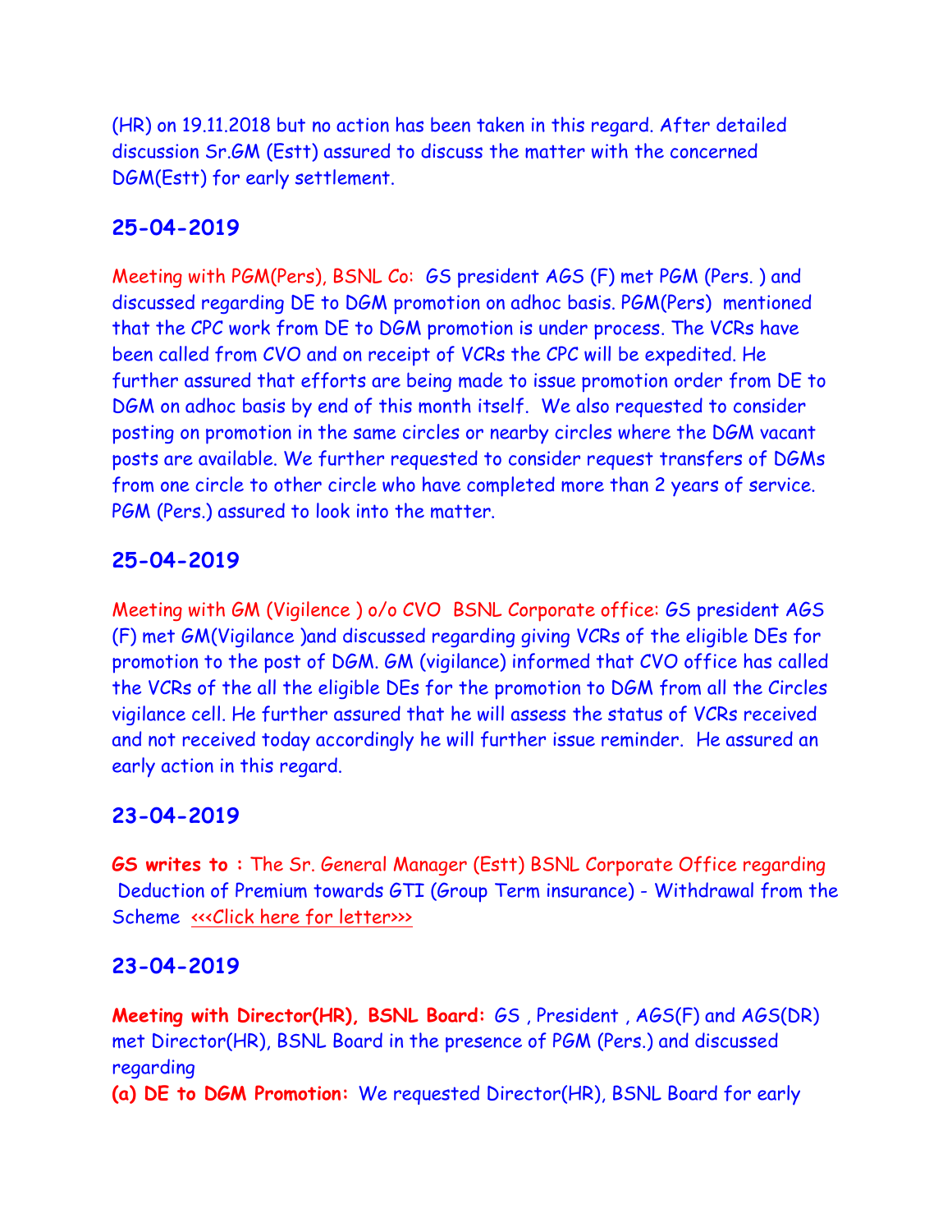(HR) on 19.11.2018 but no action has been taken in this regard. After detailed discussion Sr.GM (Estt) assured to discuss the matter with the concerned DGM(Estt) for early settlement.

## 25-04-2019

Meeting with PGM(Pers), BSNL Co: GS president AGS (F) met PGM (Pers. ) and discussed regarding DE to DGM promotion on adhoc basis. PGM(Pers) mentioned that the CPC work from DE to DGM promotion is under process. The VCRs have been called from CVO and on receipt of VCRs the CPC will be expedited. He further assured that efforts are being made to issue promotion order from DE to DGM on adhoc basis by end of this month itself. We also requested to consider posting on promotion in the same circles or nearby circles where the DGM vacant posts are available. We further requested to consider request transfers of DGMs from one circle to other circle who have completed more than 2 years of service. PGM (Pers.) assured to look into the matter.

## 25-04-2019

Meeting with GM (Vigilence ) o/o CVO BSNL Corporate office: GS president AGS (F) met GM(Vigilance )and discussed regarding giving VCRs of the eligible DEs for promotion to the post of DGM. GM (vigilance) informed that CVO office has called the VCRs of the all the eligible DEs for the promotion to DGM from all the Circles vigilance cell. He further assured that he will assess the status of VCRs received and not received today accordingly he will further issue reminder. He assured an early action in this regard.

## 23-04-2019

**GS writes to :** The Sr. General Manager (Estt) BSNL Corporate Office regarding Deduction of Premium towards GTI (Group Term insurance) - Withdrawal from the Scheme <<<Click here for letter>>>

## 23-04-2019

**Meeting with Director(HR), BSNL Board:** GS , President , AGS(F) and AGS(DR) met Director(HR), BSNL Board in the presence of PGM (Pers.) and discussed regarding

**(a) DE to DGM Promotion:** We requested Director(HR), BSNL Board for early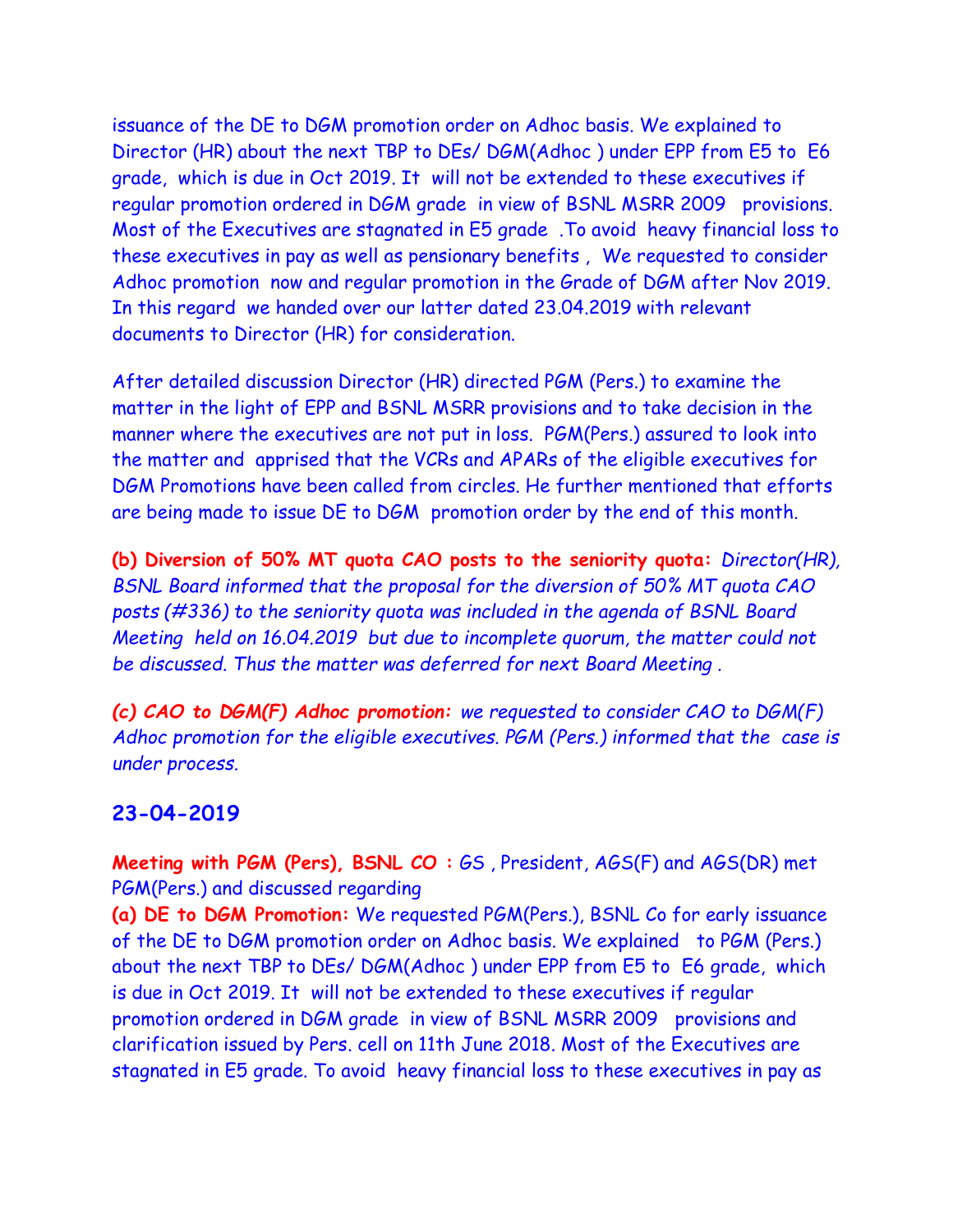issuance of the DE to DGM promotion order on Adhoc basis. We explained to Director (HR) about the next TBP to DEs/ DGM(Adhoc ) under EPP from E5 to E6 grade, which is due in Oct 2019. It will not be extended to these executives if regular promotion ordered in DGM grade in view of BSNL MSRR 2009 provisions. Most of the Executives are stagnated in E5 grade .To avoid heavy financial loss to these executives in pay as well as pensionary benefits , We requested to consider Adhoc promotion now and regular promotion in the Grade of DGM after Nov 2019. In this regard we handed over our latter dated 23.04.2019 with relevant documents to Director (HR) for consideration.

After detailed discussion Director (HR) directed PGM (Pers.) to examine the matter in the light of EPP and BSNL MSRR provisions and to take decision in the manner where the executives are not put in loss. PGM(Pers.) assured to look into the matter and apprised that the VCRs and APARs of the eligible executives for DGM Promotions have been called from circles. He further mentioned that efforts are being made to issue DE to DGM promotion order by the end of this month.

**(b) Diversion of 50% MT quota CAO posts to the seniority quota:** *Director(HR), BSNL Board informed that the proposal for the diversion of 50% MT quota CAO posts (#336) to the seniority quota was included in the agenda of BSNL Board Meeting held on 16.04.2019 but due to incomplete quorum, the matter could not be discussed. Thus the matter was deferred for next Board Meeting .*

***(c) CAO to DGM(F) Adhoc promotion:*** *we requested to consider CAO to DGM(F) Adhoc promotion for the eligible executives. PGM (Pers.) informed that the case is under process.*

## 23-04-2019

**Meeting with PGM (Pers), BSNL CO :** GS , President, AGS(F) and AGS(DR) met PGM(Pers.) and discussed regarding

**(a) DE to DGM Promotion:** We requested PGM(Pers.), BSNL Co for early issuance of the DE to DGM promotion order on Adhoc basis. We explained to PGM (Pers.) about the next TBP to DEs/ DGM(Adhoc ) under EPP from E5 to E6 grade, which is due in Oct 2019. It will not be extended to these executives if regular promotion ordered in DGM grade in view of BSNL MSRR 2009 provisions and clarification issued by Pers. cell on 11th June 2018. Most of the Executives are stagnated in E5 grade. To avoid heavy financial loss to these executives in pay as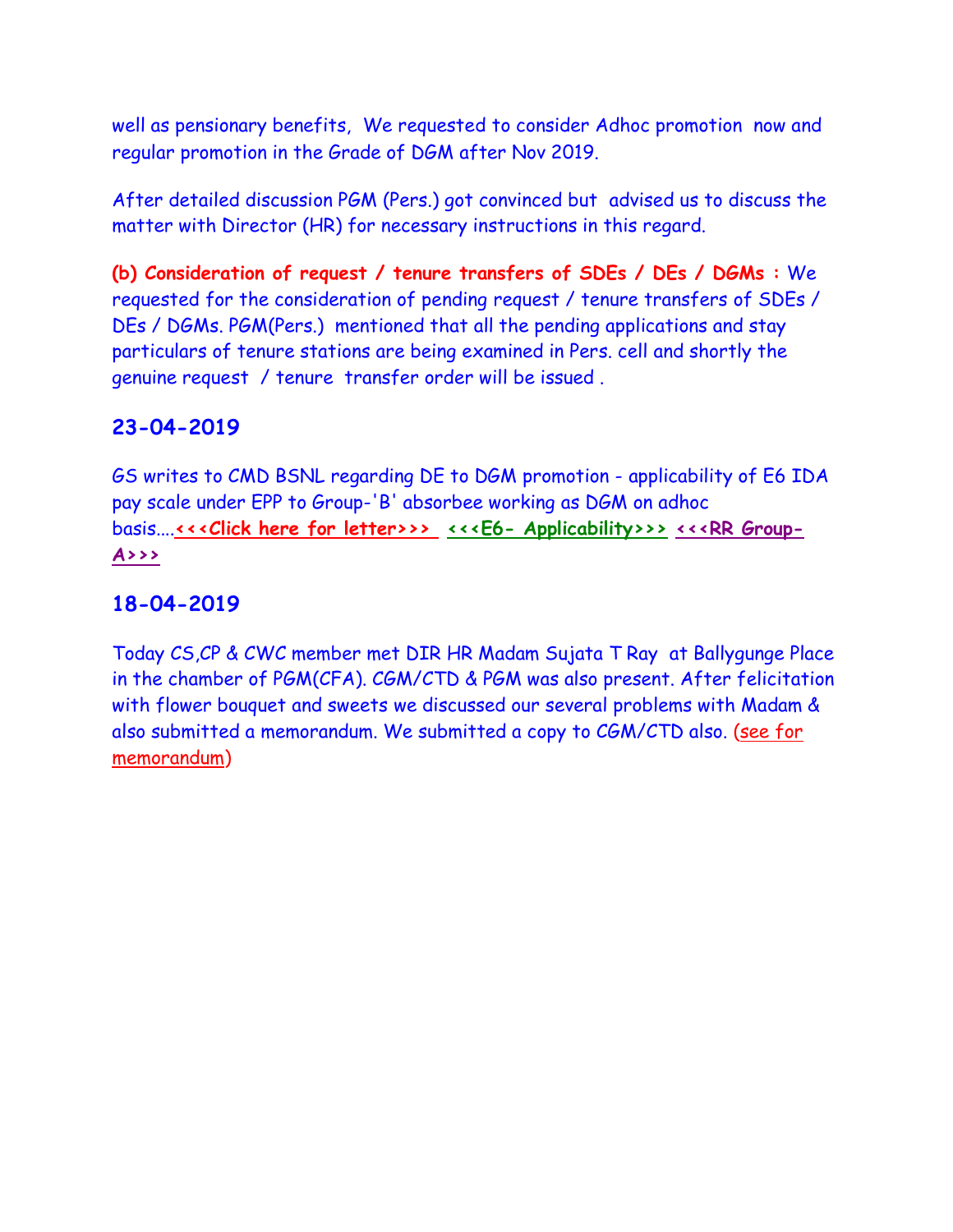well as pensionary benefits, We requested to consider Adhoc promotion now and regular promotion in the Grade of DGM after Nov 2019.

After detailed discussion PGM (Pers.) got convinced but advised us to discuss the matter with Director (HR) for necessary instructions in this regard.

**(b) Consideration of request / tenure transfers of SDEs / DEs / DGMs :** We requested for the consideration of pending request / tenure transfers of SDEs / DEs / DGMs. PGM(Pers.) mentioned that all the pending applications and stay particulars of tenure stations are being examined in Pers. cell and shortly the genuine request / tenure transfer order will be issued .

## 23-04-2019

GS writes to CMD BSNL regarding DE to DGM promotion - applicability of E6 IDA pay scale under EPP to Group-'B' absorbee working as DGM on adhoc basis....**<<<Click here for letter>>>** **<<<E6- Applicability>>>** **<<<RR Group-A>>>**

## 18-04-2019

Today CS,CP & CWC member met DIR HR Madam Sujata T Ray at Ballygunge Place in the chamber of PGM(CFA). CGM/CTD & PGM was also present. After felicitation with flower bouquet and sweets we discussed our several problems with Madam & also submitted a memorandum. We submitted a copy to CGM/CTD also. (see for memorandum)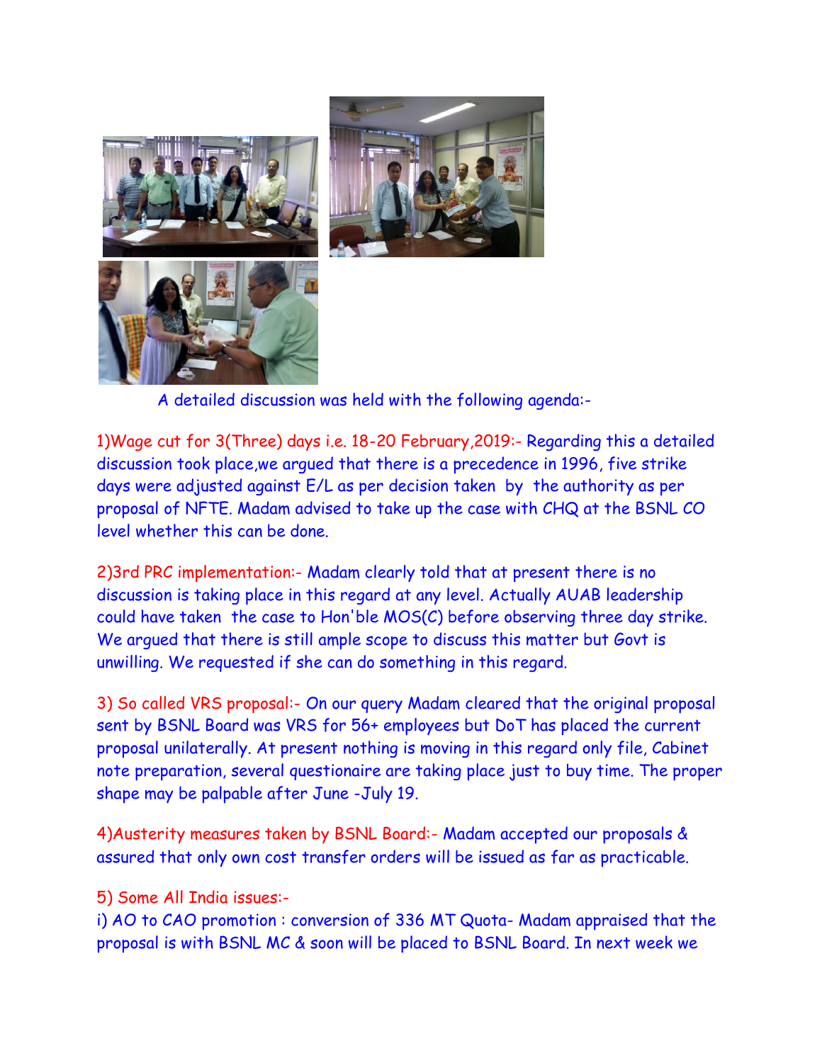A detailed discussion was held with the following agenda:-

1)Wage cut for 3(Three) days i.e. 18-20 February,2019:- Regarding this a detailed discussion took place,we argued that there is a precedence in 1996, five strike days were adjusted against E/L as per decision taken by the authority as per proposal of NFTE. Madam advised to take up the case with CHQ at the BSNL CO level whether this can be done.

2)3rd PRC implementation:- Madam clearly told that at present there is no discussion is taking place in this regard at any level. Actually AUAB leadership could have taken the case to Hon'ble MOS(C) before observing three day strike. We argued that there is still ample scope to discuss this matter but Govt is unwilling. We requested if she can do something in this regard.

3) So called VRS proposal:- On our query Madam cleared that the original proposal sent by BSNL Board was VRS for 56+ employees but DoT has placed the current proposal unilaterally. At present nothing is moving in this regard only file, Cabinet note preparation, several questionaire are taking place just to buy time. The proper shape may be palpable after June -July 19.

4)Austerity measures taken by BSNL Board:- Madam accepted our proposals & assured that only own cost transfer orders will be issued as far as practicable.

5) Some All India issues:-

i) AO to CAO promotion : conversion of 336 MT Quota- Madam appraised that the proposal is with BSNL MC & soon will be placed to BSNL Board. In next week we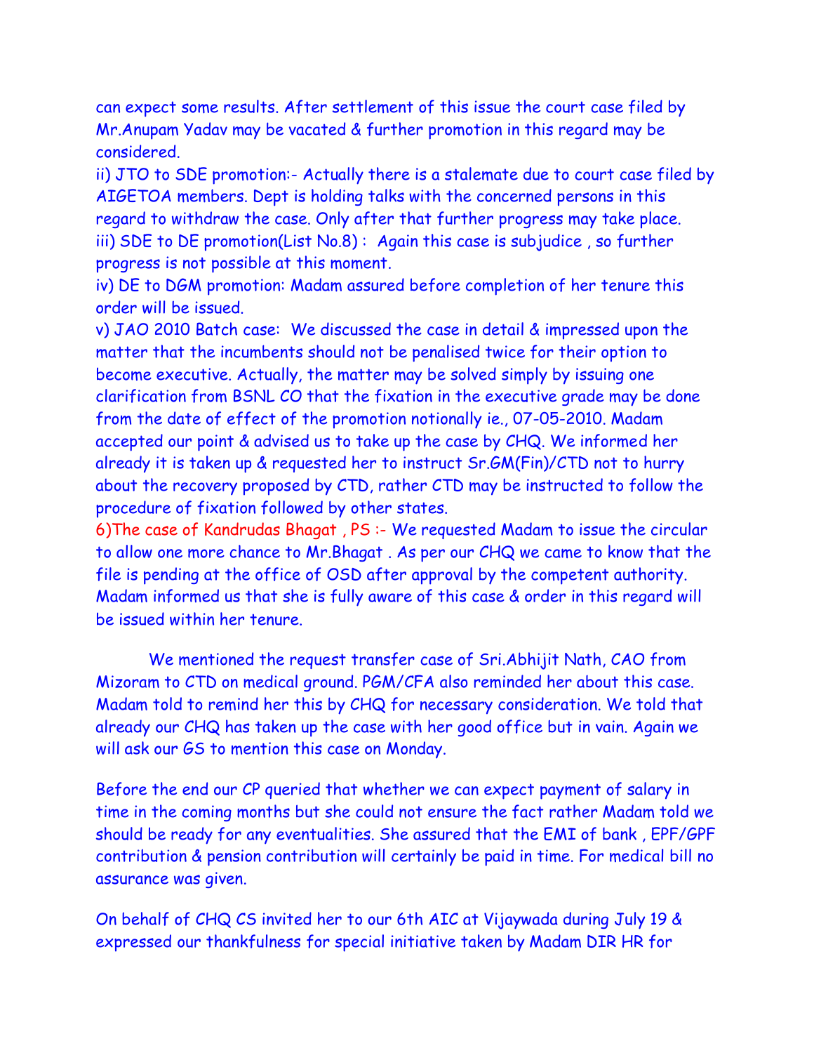can expect some results. After settlement of this issue the court case filed by Mr.Anupam Yadav may be vacated & further promotion in this regard may be considered.

ii) JTO to SDE promotion:- Actually there is a stalemate due to court case filed by AIGETOA members. Dept is holding talks with the concerned persons in this regard to withdraw the case. Only after that further progress may take place.

iii) SDE to DE promotion(List No.8) : Again this case is subjudice , so further progress is not possible at this moment.

iv) DE to DGM promotion: Madam assured before completion of her tenure this order will be issued.

v) JAO 2010 Batch case: We discussed the case in detail & impressed upon the matter that the incumbents should not be penalised twice for their option to become executive. Actually, the matter may be solved simply by issuing one clarification from BSNL CO that the fixation in the executive grade may be done from the date of effect of the promotion notionally ie., 07-05-2010. Madam accepted our point & advised us to take up the case by CHQ. We informed her already it is taken up & requested her to instruct Sr.GM(Fin)/CTD not to hurry about the recovery proposed by CTD, rather CTD may be instructed to follow the procedure of fixation followed by other states.

6)The case of Kandrudas Bhagat , PS :- We requested Madam to issue the circular to allow one more chance to Mr.Bhagat . As per our CHQ we came to know that the file is pending at the office of OSD after approval by the competent authority. Madam informed us that she is fully aware of this case & order in this regard will be issued within her tenure.

We mentioned the request transfer case of Sri.Abhijit Nath, CAO from Mizoram to CTD on medical ground. PGM/CFA also reminded her about this case. Madam told to remind her this by CHQ for necessary consideration. We told that already our CHQ has taken up the case with her good office but in vain. Again we will ask our GS to mention this case on Monday.

Before the end our CP queried that whether we can expect payment of salary in time in the coming months but she could not ensure the fact rather Madam told we should be ready for any eventualities. She assured that the EMI of bank , EPF/GPF contribution & pension contribution will certainly be paid in time. For medical bill no assurance was given.

On behalf of CHQ CS invited her to our 6th AIC at Vijaywada during July 19 & expressed our thankfulness for special initiative taken by Madam DIR HR for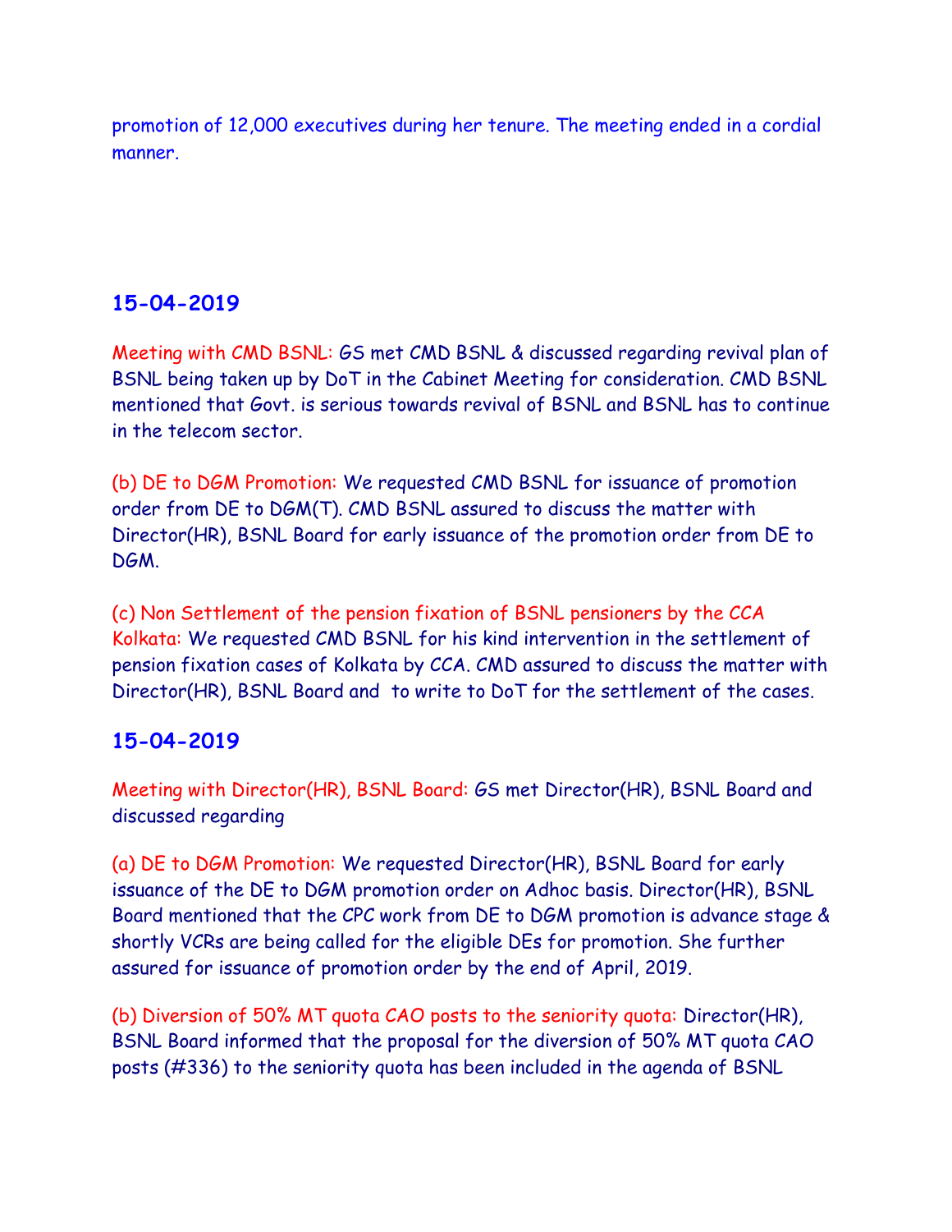promotion of 12,000 executives during her tenure. The meeting ended in a cordial manner.

## 15-04-2019

Meeting with CMD BSNL: GS met CMD BSNL & discussed regarding revival plan of BSNL being taken up by DoT in the Cabinet Meeting for consideration. CMD BSNL mentioned that Govt. is serious towards revival of BSNL and BSNL has to continue in the telecom sector.

(b) DE to DGM Promotion: We requested CMD BSNL for issuance of promotion order from DE to DGM(T). CMD BSNL assured to discuss the matter with Director(HR), BSNL Board for early issuance of the promotion order from DE to DGM.

(c) Non Settlement of the pension fixation of BSNL pensioners by the CCA Kolkata: We requested CMD BSNL for his kind intervention in the settlement of pension fixation cases of Kolkata by CCA. CMD assured to discuss the matter with Director(HR), BSNL Board and to write to DoT for the settlement of the cases.

## 15-04-2019

Meeting with Director(HR), BSNL Board: GS met Director(HR), BSNL Board and discussed regarding

(a) DE to DGM Promotion: We requested Director(HR), BSNL Board for early issuance of the DE to DGM promotion order on Adhoc basis. Director(HR), BSNL Board mentioned that the CPC work from DE to DGM promotion is advance stage & shortly VCRs are being called for the eligible DEs for promotion. She further assured for issuance of promotion order by the end of April, 2019.

(b) Diversion of 50% MT quota CAO posts to the seniority quota: Director(HR), BSNL Board informed that the proposal for the diversion of 50% MT quota CAO posts (#336) to the seniority quota has been included in the agenda of BSNL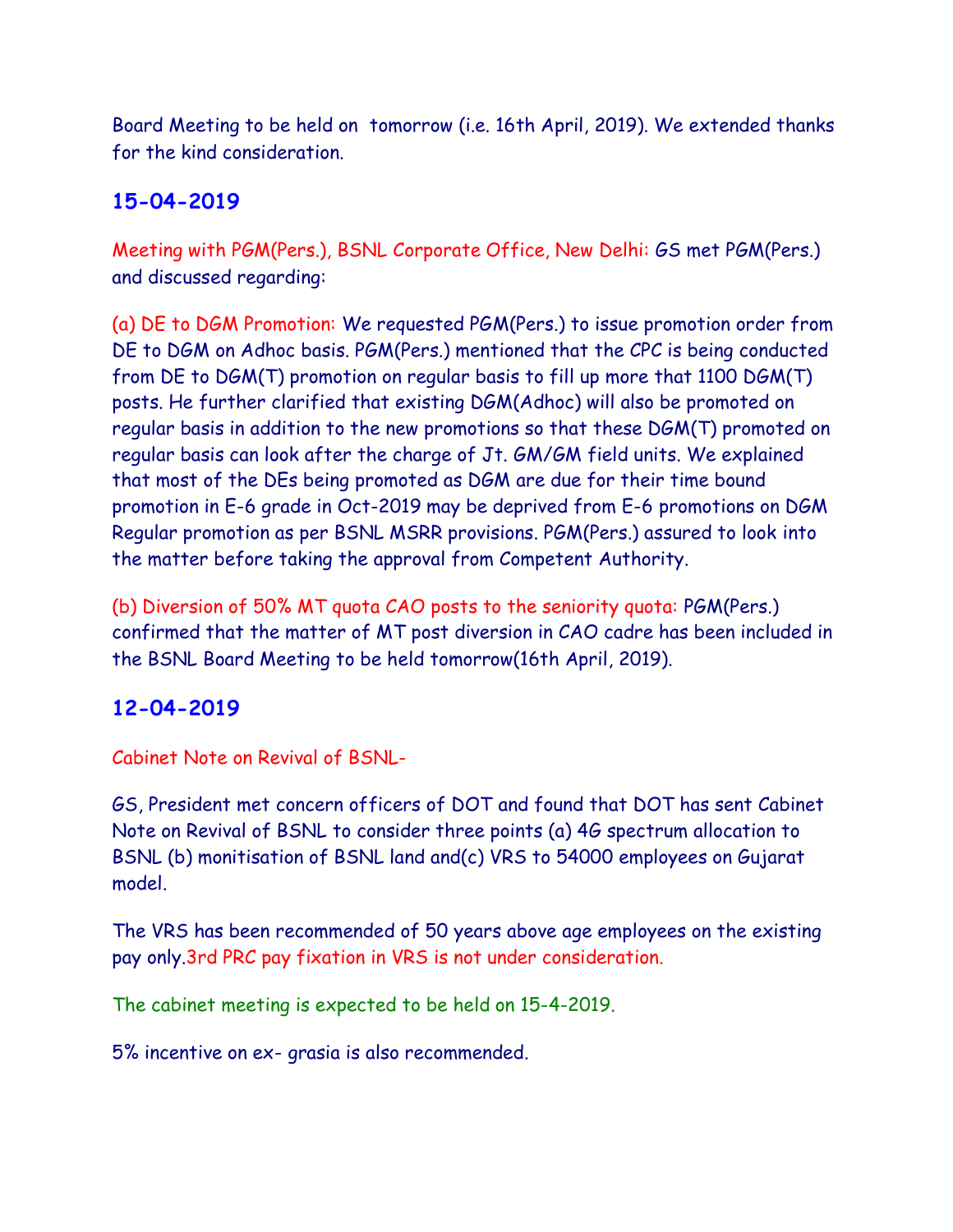Board Meeting to be held on tomorrow (i.e. 16th April, 2019). We extended thanks for the kind consideration.

## 15-04-2019

Meeting with PGM(Pers.), BSNL Corporate Office, New Delhi: GS met PGM(Pers.) and discussed regarding:

(a) DE to DGM Promotion: We requested PGM(Pers.) to issue promotion order from DE to DGM on Adhoc basis. PGM(Pers.) mentioned that the CPC is being conducted from DE to DGM(T) promotion on regular basis to fill up more that 1100 DGM(T) posts. He further clarified that existing DGM(Adhoc) will also be promoted on regular basis in addition to the new promotions so that these DGM(T) promoted on regular basis can look after the charge of Jt. GM/GM field units. We explained that most of the DEs being promoted as DGM are due for their time bound promotion in E-6 grade in Oct-2019 may be deprived from E-6 promotions on DGM Regular promotion as per BSNL MSRR provisions. PGM(Pers.) assured to look into the matter before taking the approval from Competent Authority.

(b) Diversion of 50% MT quota CAO posts to the seniority quota: PGM(Pers.) confirmed that the matter of MT post diversion in CAO cadre has been included in the BSNL Board Meeting to be held tomorrow(16th April, 2019).

## 12-04-2019

Cabinet Note on Revival of BSNL-

GS, President met concern officers of DOT and found that DOT has sent Cabinet Note on Revival of BSNL to consider three points (a) 4G spectrum allocation to BSNL (b) monitisation of BSNL land and(c) VRS to 54000 employees on Gujarat model.

The VRS has been recommended of 50 years above age employees on the existing pay only.3rd PRC pay fixation in VRS is not under consideration.

The cabinet meeting is expected to be held on 15-4-2019.

5% incentive on ex- grasia is also recommended.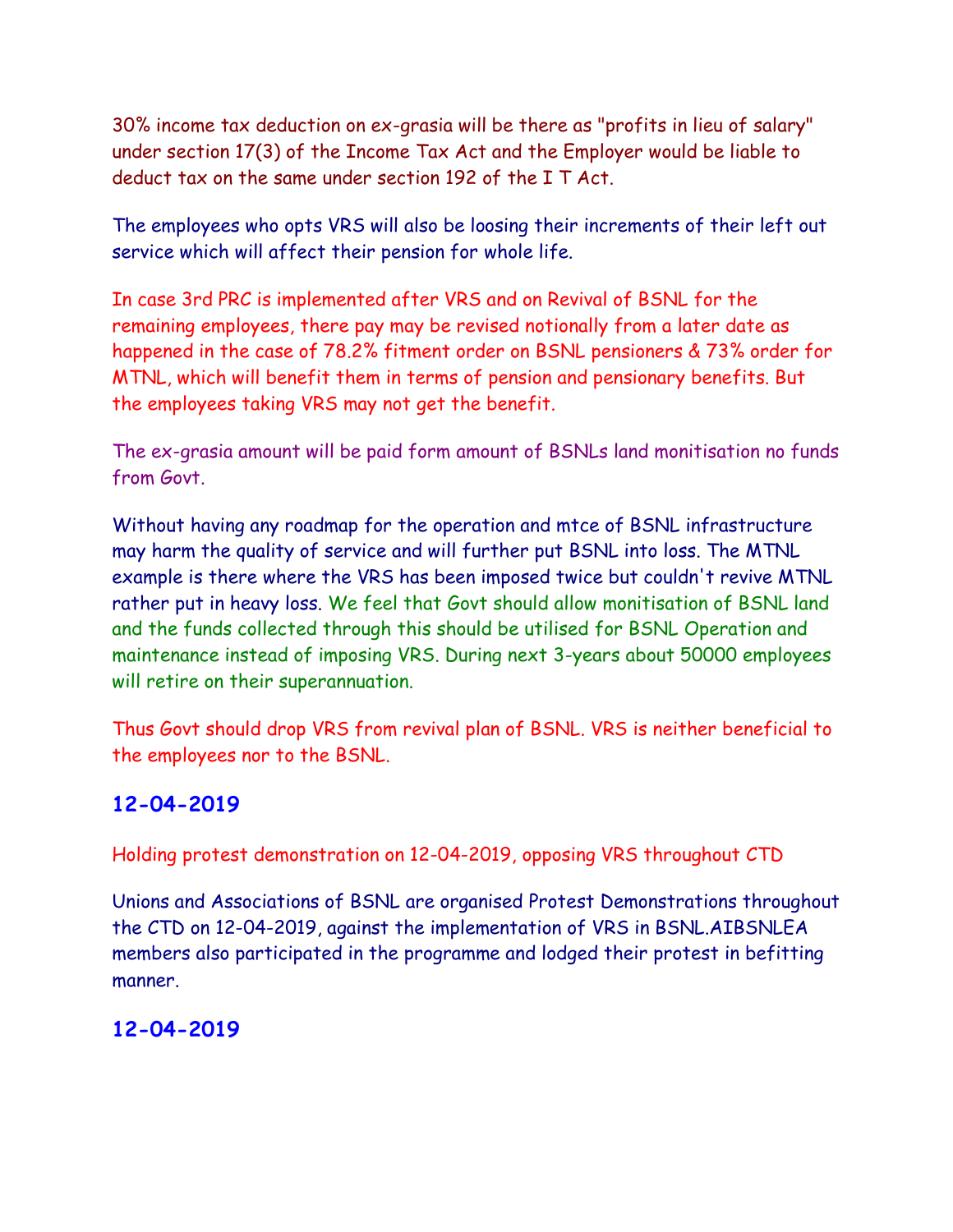30% income tax deduction on ex-grasia will be there as "profits in lieu of salary" under section 17(3) of the Income Tax Act and the Employer would be liable to deduct tax on the same under section 192 of the I T Act.

The employees who opts VRS will also be loosing their increments of their left out service which will affect their pension for whole life.

In case 3rd PRC is implemented after VRS and on Revival of BSNL for the remaining employees, there pay may be revised notionally from a later date as happened in the case of 78.2% fitment order on BSNL pensioners & 73% order for MTNL, which will benefit them in terms of pension and pensionary benefits. But the employees taking VRS may not get the benefit.

The ex-grasia amount will be paid form amount of BSNLs land monitisation no funds from Govt.

Without having any roadmap for the operation and mtce of BSNL infrastructure may harm the quality of service and will further put BSNL into loss. The MTNL example is there where the VRS has been imposed twice but couldn't revive MTNL rather put in heavy loss. We feel that Govt should allow monitisation of BSNL land and the funds collected through this should be utilised for BSNL Operation and maintenance instead of imposing VRS. During next 3-years about 50000 employees will retire on their superannuation.

Thus Govt should drop VRS from revival plan of BSNL. VRS is neither beneficial to the employees nor to the BSNL.

## 12-04-2019

Holding protest demonstration on 12-04-2019, opposing VRS throughout CTD

Unions and Associations of BSNL are organised Protest Demonstrations throughout the CTD on 12-04-2019, against the implementation of VRS in BSNL.AIBSNLEA members also participated in the programme and lodged their protest in befitting manner.

## 12-04-2019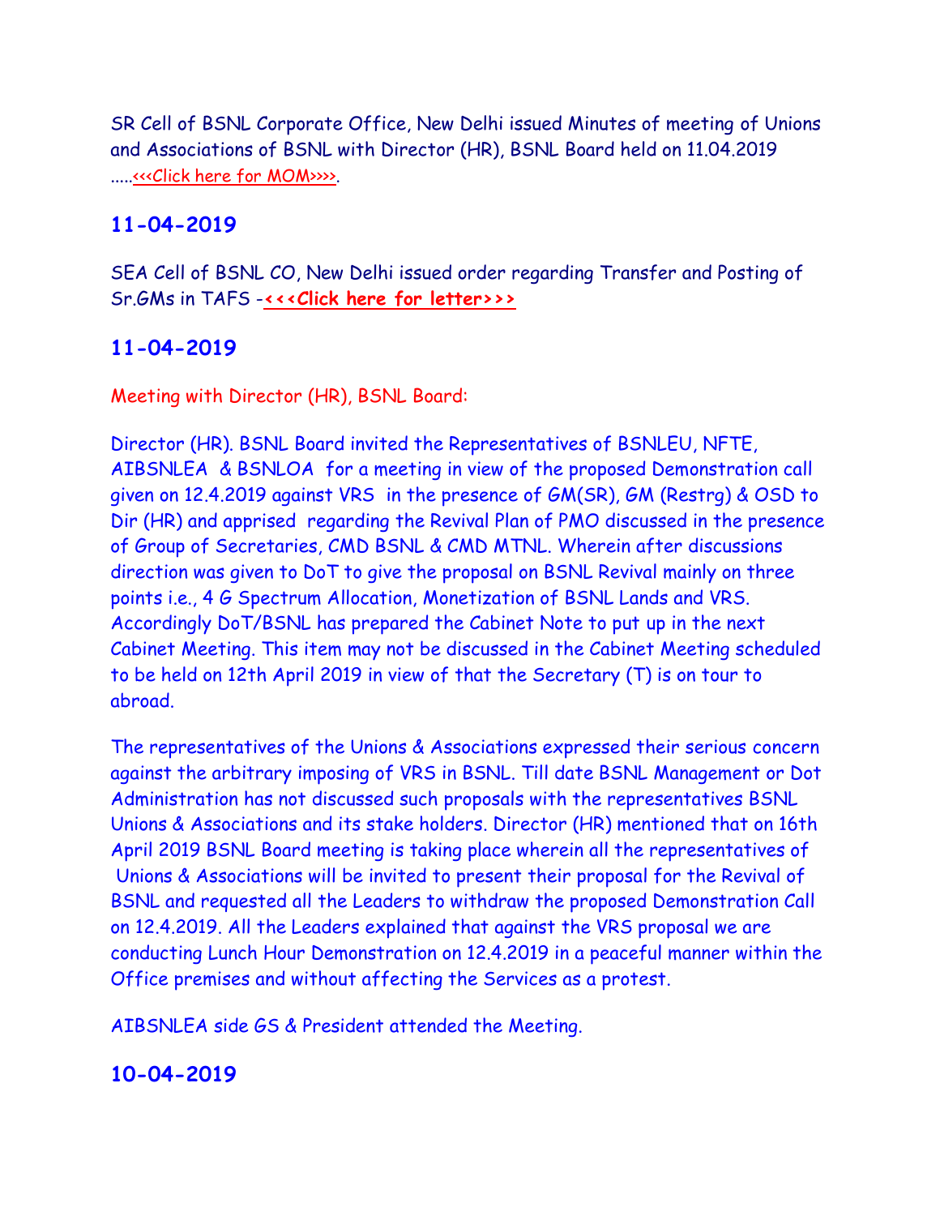SR Cell of BSNL Corporate Office, New Delhi issued Minutes of meeting of Unions and Associations of BSNL with Director (HR), BSNL Board held on 11.04.2019 .....<<<Click here for MOM>>>>.

## 11-04-2019

SEA Cell of BSNL CO, New Delhi issued order regarding Transfer and Posting of Sr.GMs in TAFS -**<<<Click here for letter>>>**

## 11-04-2019

Meeting with Director (HR), BSNL Board:

Director (HR). BSNL Board invited the Representatives of BSNLEU, NFTE, AIBSNLEA & BSNLOA for a meeting in view of the proposed Demonstration call given on 12.4.2019 against VRS in the presence of GM(SR), GM (Restrg) & OSD to Dir (HR) and apprised regarding the Revival Plan of PMO discussed in the presence of Group of Secretaries, CMD BSNL & CMD MTNL. Wherein after discussions direction was given to DoT to give the proposal on BSNL Revival mainly on three points i.e., 4 G Spectrum Allocation, Monetization of BSNL Lands and VRS. Accordingly DoT/BSNL has prepared the Cabinet Note to put up in the next Cabinet Meeting. This item may not be discussed in the Cabinet Meeting scheduled to be held on 12th April 2019 in view of that the Secretary (T) is on tour to abroad.

The representatives of the Unions & Associations expressed their serious concern against the arbitrary imposing of VRS in BSNL. Till date BSNL Management or Dot Administration has not discussed such proposals with the representatives BSNL Unions & Associations and its stake holders. Director (HR) mentioned that on 16th April 2019 BSNL Board meeting is taking place wherein all the representatives of Unions & Associations will be invited to present their proposal for the Revival of BSNL and requested all the Leaders to withdraw the proposed Demonstration Call on 12.4.2019. All the Leaders explained that against the VRS proposal we are conducting Lunch Hour Demonstration on 12.4.2019 in a peaceful manner within the Office premises and without affecting the Services as a protest.

AIBSNLEA side GS & President attended the Meeting.

## 10-04-2019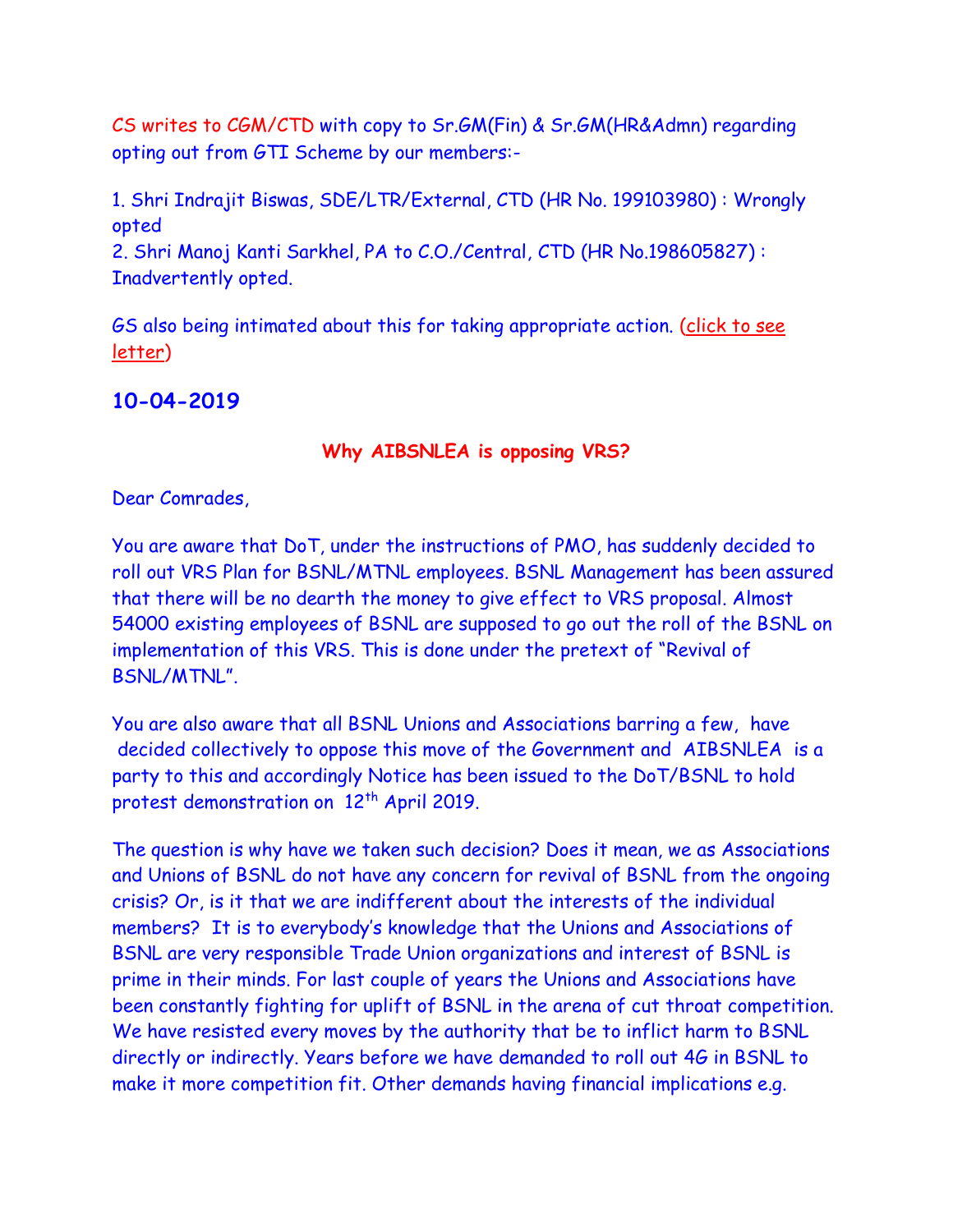CS writes to CGM/CTD with copy to Sr.GM(Fin) & Sr.GM(HR&Admn) regarding opting out from GTI Scheme by our members:-

1. Shri Indrajit Biswas, SDE/LTR/External, CTD (HR No. 199103980) : Wrongly opted
2. Shri Manoj Kanti Sarkhel, PA to C.O./Central, CTD (HR No.198605827) : Inadvertently opted.

GS also being intimated about this for taking appropriate action. (click to see letter)

## 10-04-2019

### Why AIBSNLEA is opposing VRS?

Dear Comrades,

You are aware that DoT, under the instructions of PMO, has suddenly decided to roll out VRS Plan for BSNL/MTNL employees. BSNL Management has been assured that there will be no dearth the money to give effect to VRS proposal. Almost 54000 existing employees of BSNL are supposed to go out the roll of the BSNL on implementation of this VRS. This is done under the pretext of "Revival of BSNL/MTNL".

You are also aware that all BSNL Unions and Associations barring a few, have decided collectively to oppose this move of the Government and AIBSNLEA is a party to this and accordingly Notice has been issued to the DoT/BSNL to hold protest demonstration on 12th April 2019.

The question is why have we taken such decision? Does it mean, we as Associations and Unions of BSNL do not have any concern for revival of BSNL from the ongoing crisis? Or, is it that we are indifferent about the interests of the individual members? It is to everybody's knowledge that the Unions and Associations of BSNL are very responsible Trade Union organizations and interest of BSNL is prime in their minds. For last couple of years the Unions and Associations have been constantly fighting for uplift of BSNL in the arena of cut throat competition. We have resisted every moves by the authority that be to inflict harm to BSNL directly or indirectly. Years before we have demanded to roll out 4G in BSNL to make it more competition fit. Other demands having financial implications e.g.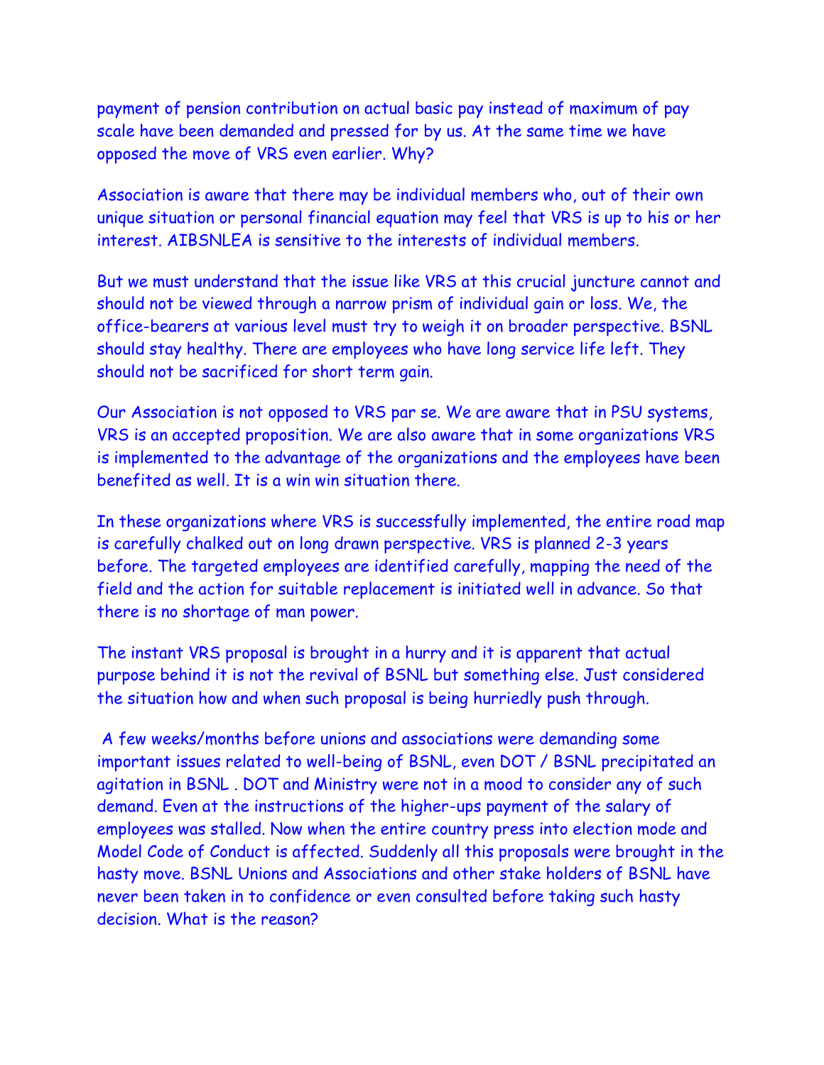payment of pension contribution on actual basic pay instead of maximum of pay scale have been demanded and pressed for by us. At the same time we have opposed the move of VRS even earlier. Why?

Association is aware that there may be individual members who, out of their own unique situation or personal financial equation may feel that VRS is up to his or her interest. AIBSNLEA is sensitive to the interests of individual members.

But we must understand that the issue like VRS at this crucial juncture cannot and should not be viewed through a narrow prism of individual gain or loss. We, the office-bearers at various level must try to weigh it on broader perspective. BSNL should stay healthy. There are employees who have long service life left. They should not be sacrificed for short term gain.

Our Association is not opposed to VRS par se. We are aware that in PSU systems, VRS is an accepted proposition. We are also aware that in some organizations VRS is implemented to the advantage of the organizations and the employees have been benefited as well. It is a win win situation there.

In these organizations where VRS is successfully implemented, the entire road map is carefully chalked out on long drawn perspective. VRS is planned 2-3 years before. The targeted employees are identified carefully, mapping the need of the field and the action for suitable replacement is initiated well in advance. So that there is no shortage of man power.

The instant VRS proposal is brought in a hurry and it is apparent that actual purpose behind it is not the revival of BSNL but something else. Just considered the situation how and when such proposal is being hurriedly push through.

A few weeks/months before unions and associations were demanding some important issues related to well-being of BSNL, even DOT / BSNL precipitated an agitation in BSNL . DOT and Ministry were not in a mood to consider any of such demand. Even at the instructions of the higher-ups payment of the salary of employees was stalled. Now when the entire country press into election mode and Model Code of Conduct is affected. Suddenly all this proposals were brought in the hasty move. BSNL Unions and Associations and other stake holders of BSNL have never been taken in to confidence or even consulted before taking such hasty decision. What is the reason?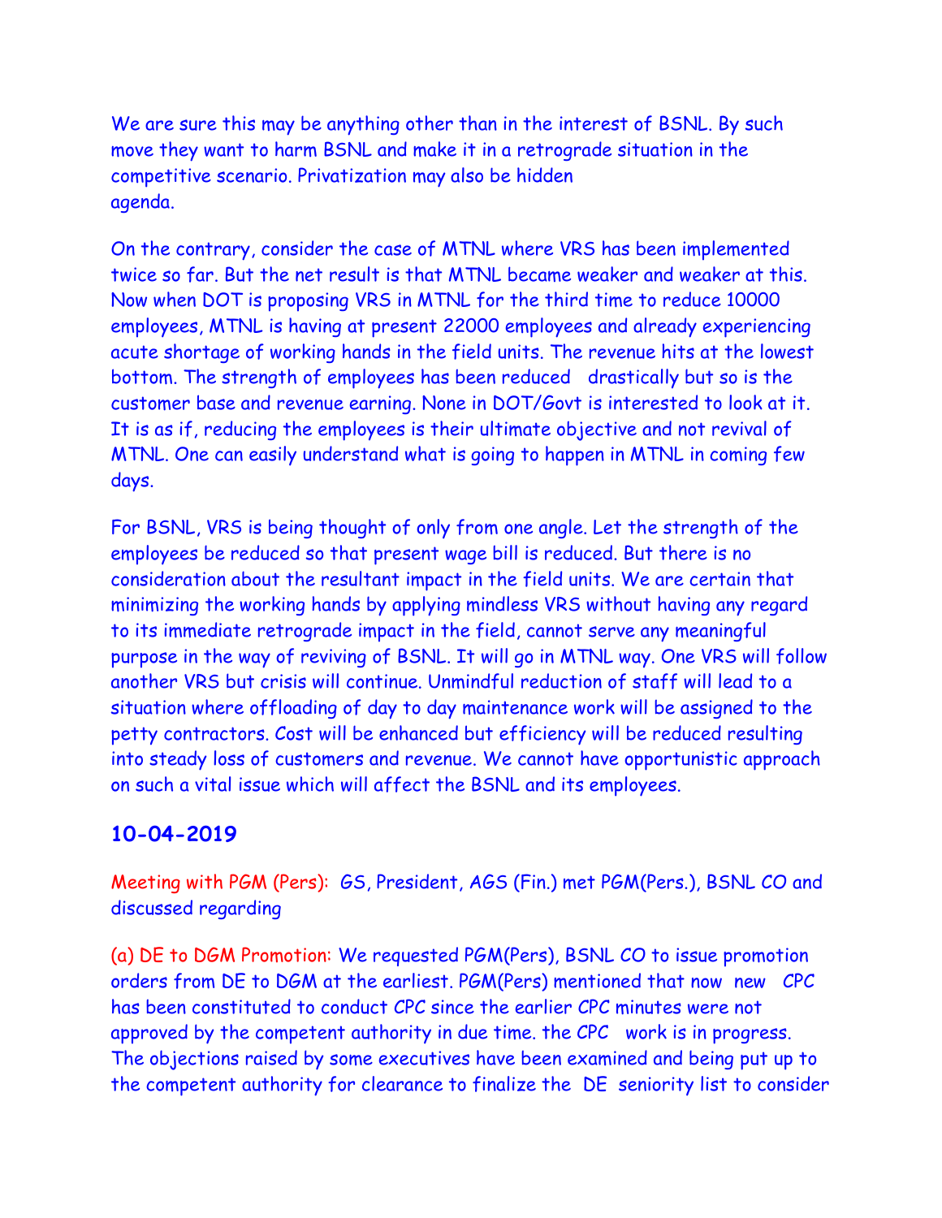We are sure this may be anything other than in the interest of BSNL. By such move they want to harm BSNL and make it in a retrograde situation in the competitive scenario. Privatization may also be hidden agenda.

On the contrary, consider the case of MTNL where VRS has been implemented twice so far. But the net result is that MTNL became weaker and weaker at this. Now when DOT is proposing VRS in MTNL for the third time to reduce 10000 employees, MTNL is having at present 22000 employees and already experiencing acute shortage of working hands in the field units. The revenue hits at the lowest bottom. The strength of employees has been reduced drastically but so is the customer base and revenue earning. None in DOT/Govt is interested to look at it. It is as if, reducing the employees is their ultimate objective and not revival of MTNL. One can easily understand what is going to happen in MTNL in coming few days.

For BSNL, VRS is being thought of only from one angle. Let the strength of the employees be reduced so that present wage bill is reduced. But there is no consideration about the resultant impact in the field units. We are certain that minimizing the working hands by applying mindless VRS without having any regard to its immediate retrograde impact in the field, cannot serve any meaningful purpose in the way of reviving of BSNL. It will go in MTNL way. One VRS will follow another VRS but crisis will continue. Unmindful reduction of staff will lead to a situation where offloading of day to day maintenance work will be assigned to the petty contractors. Cost will be enhanced but efficiency will be reduced resulting into steady loss of customers and revenue. We cannot have opportunistic approach on such a vital issue which will affect the BSNL and its employees.

## 10-04-2019

Meeting with PGM (Pers): GS, President, AGS (Fin.) met PGM(Pers.), BSNL CO and discussed regarding

(a) DE to DGM Promotion: We requested PGM(Pers), BSNL CO to issue promotion orders from DE to DGM at the earliest. PGM(Pers) mentioned that now new CPC has been constituted to conduct CPC since the earlier CPC minutes were not approved by the competent authority in due time. the CPC work is in progress. The objections raised by some executives have been examined and being put up to the competent authority for clearance to finalize the DE seniority list to consider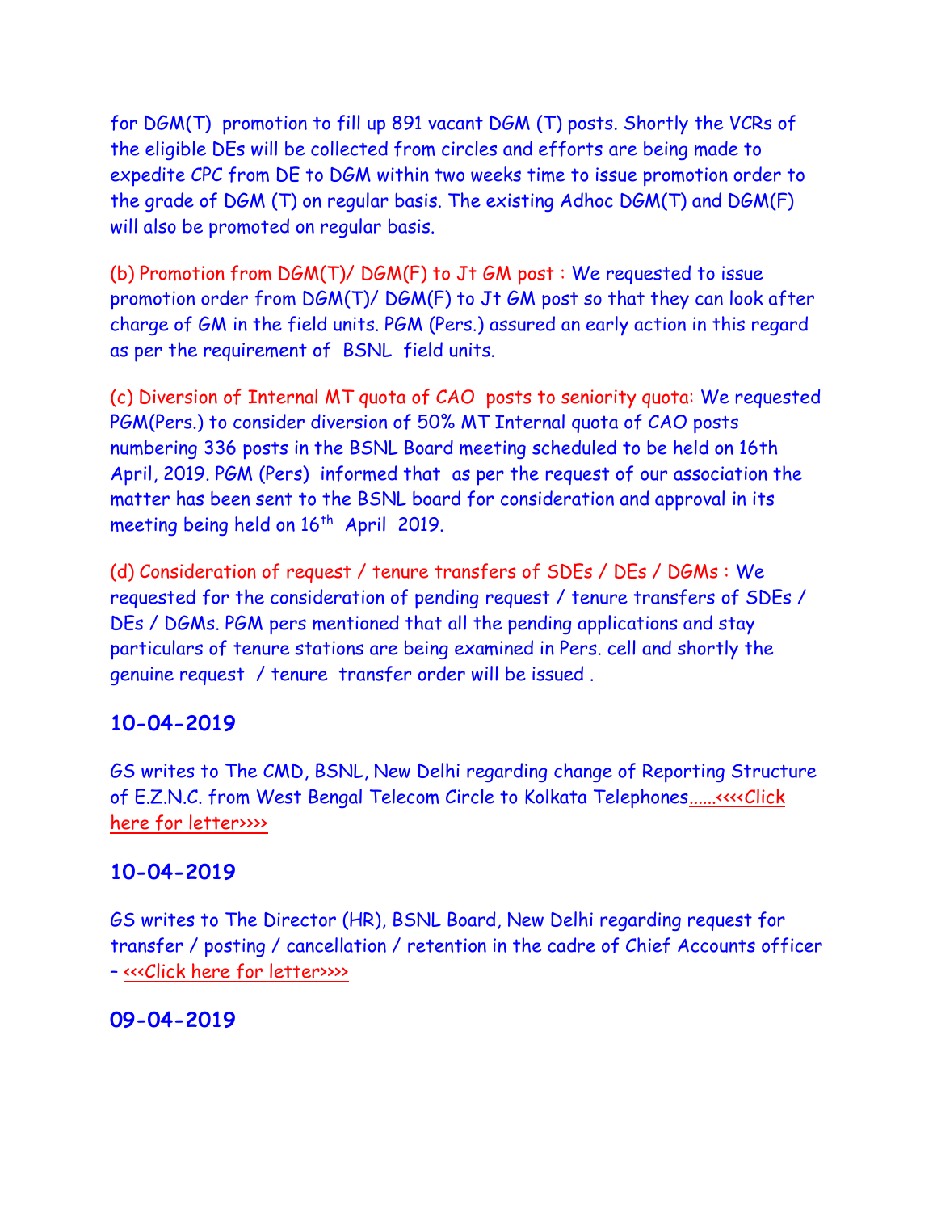for DGM(T) promotion to fill up 891 vacant DGM (T) posts. Shortly the VCRs of the eligible DEs will be collected from circles and efforts are being made to expedite CPC from DE to DGM within two weeks time to issue promotion order to the grade of DGM (T) on regular basis. The existing Adhoc DGM(T) and DGM(F) will also be promoted on regular basis.

(b) Promotion from DGM(T)/ DGM(F) to Jt GM post : We requested to issue promotion order from DGM(T)/ DGM(F) to Jt GM post so that they can look after charge of GM in the field units. PGM (Pers.) assured an early action in this regard as per the requirement of BSNL field units.

(c) Diversion of Internal MT quota of CAO posts to seniority quota: We requested PGM(Pers.) to consider diversion of 50% MT Internal quota of CAO posts numbering 336 posts in the BSNL Board meeting scheduled to be held on 16th April, 2019. PGM (Pers) informed that as per the request of our association the matter has been sent to the BSNL board for consideration and approval in its meeting being held on 16th April 2019.

(d) Consideration of request / tenure transfers of SDEs / DEs / DGMs : We requested for the consideration of pending request / tenure transfers of SDEs / DEs / DGMs. PGM pers mentioned that all the pending applications and stay particulars of tenure stations are being examined in Pers. cell and shortly the genuine request / tenure transfer order will be issued .

## 10-04-2019

GS writes to The CMD, BSNL, New Delhi regarding change of Reporting Structure of E.Z.N.C. from West Bengal Telecom Circle to Kolkata Telephones......<<<<Click here for letter>>>>

## 10-04-2019

GS writes to The Director (HR), BSNL Board, New Delhi regarding request for transfer / posting / cancellation / retention in the cadre of Chief Accounts officer – <<<Click here for letter>>>>

## 09-04-2019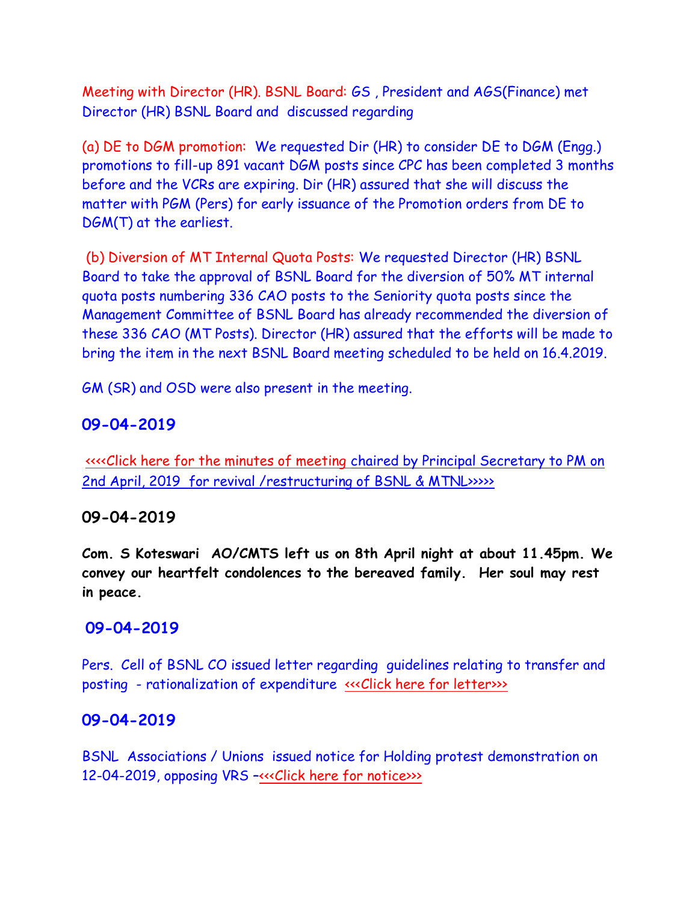Meeting with Director (HR). BSNL Board: GS , President and AGS(Finance) met Director (HR) BSNL Board and discussed regarding

(a) DE to DGM promotion: We requested Dir (HR) to consider DE to DGM (Engg.) promotions to fill-up 891 vacant DGM posts since CPC has been completed 3 months before and the VCRs are expiring. Dir (HR) assured that she will discuss the matter with PGM (Pers) for early issuance of the Promotion orders from DE to DGM(T) at the earliest.

(b) Diversion of MT Internal Quota Posts: We requested Director (HR) BSNL Board to take the approval of BSNL Board for the diversion of 50% MT internal quota posts numbering 336 CAO posts to the Seniority quota posts since the Management Committee of BSNL Board has already recommended the diversion of these 336 CAO (MT Posts). Director (HR) assured that the efforts will be made to bring the item in the next BSNL Board meeting scheduled to be held on 16.4.2019.

GM (SR) and OSD were also present in the meeting.

## 09-04-2019

<<<<Click here for the minutes of meeting chaired by Principal Secretary to PM on 2nd April, 2019 for revival /restructuring of BSNL & MTNL>>>>>

## 09-04-2019

**Com. S Koteswari AO/CMTS left us on 8th April night at about 11.45pm. We convey our heartfelt condolences to the bereaved family. Her soul may rest in peace.**

## 09-04-2019

Pers. Cell of BSNL CO issued letter regarding guidelines relating to transfer and posting - rationalization of expenditure <<<Click here for letter>>>

## 09-04-2019

BSNL Associations / Unions issued notice for Holding protest demonstration on 12-04-2019, opposing VRS –<<<Click here for notice>>>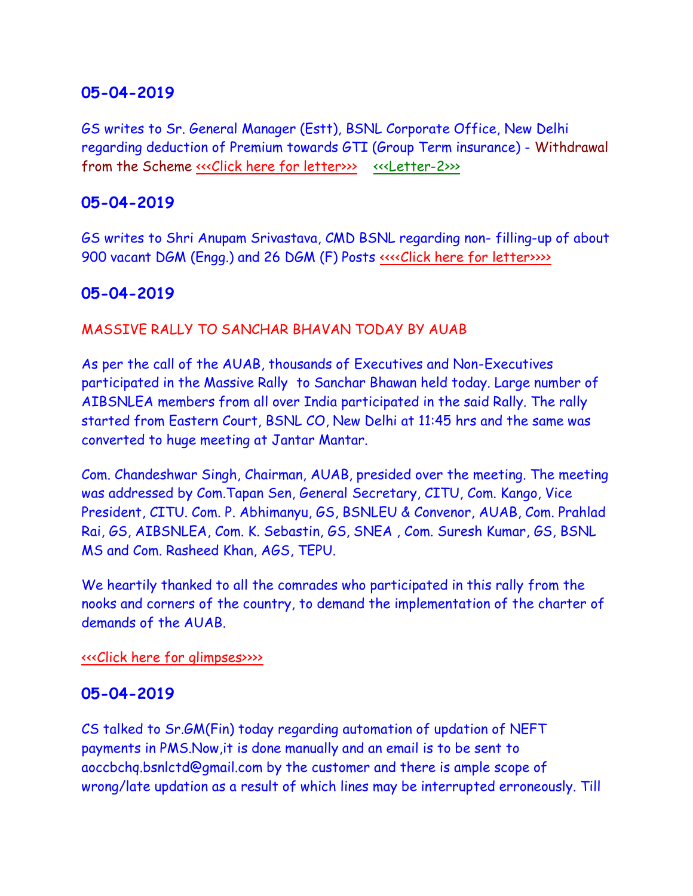## 05-04-2019

GS writes to Sr. General Manager (Estt), BSNL Corporate Office, New Delhi regarding deduction of Premium towards GTI (Group Term insurance) - Withdrawal from the Scheme <<<Click here for letter>>> <<<Letter-2>>>

## 05-04-2019

GS writes to Shri Anupam Srivastava, CMD BSNL regarding non- filling-up of about 900 vacant DGM (Engg.) and 26 DGM (F) Posts <<<<Click here for letter>>>>

## 05-04-2019

MASSIVE RALLY TO SANCHAR BHAVAN TODAY BY AUAB

As per the call of the AUAB, thousands of Executives and Non-Executives participated in the Massive Rally to Sanchar Bhawan held today. Large number of AIBSNLEA members from all over India participated in the said Rally. The rally started from Eastern Court, BSNL CO, New Delhi at 11:45 hrs and the same was converted to huge meeting at Jantar Mantar.

Com. Chandeshwar Singh, Chairman, AUAB, presided over the meeting. The meeting was addressed by Com.Tapan Sen, General Secretary, CITU, Com. Kango, Vice President, CITU. Com. P. Abhimanyu, GS, BSNLEU & Convenor, AUAB, Com. Prahlad Rai, GS, AIBSNLEA, Com. K. Sebastin, GS, SNEA , Com. Suresh Kumar, GS, BSNL MS and Com. Rasheed Khan, AGS, TEPU.

We heartily thanked to all the comrades who participated in this rally from the nooks and corners of the country, to demand the implementation of the charter of demands of the AUAB.

<<<Click here for glimpses>>>>

## 05-04-2019

CS talked to Sr.GM(Fin) today regarding automation of updation of NEFT payments in PMS.Now,it is done manually and an email is to be sent to aoccbchq.bsnlctd@gmail.com by the customer and there is ample scope of wrong/late updation as a result of which lines may be interrupted erroneously. Till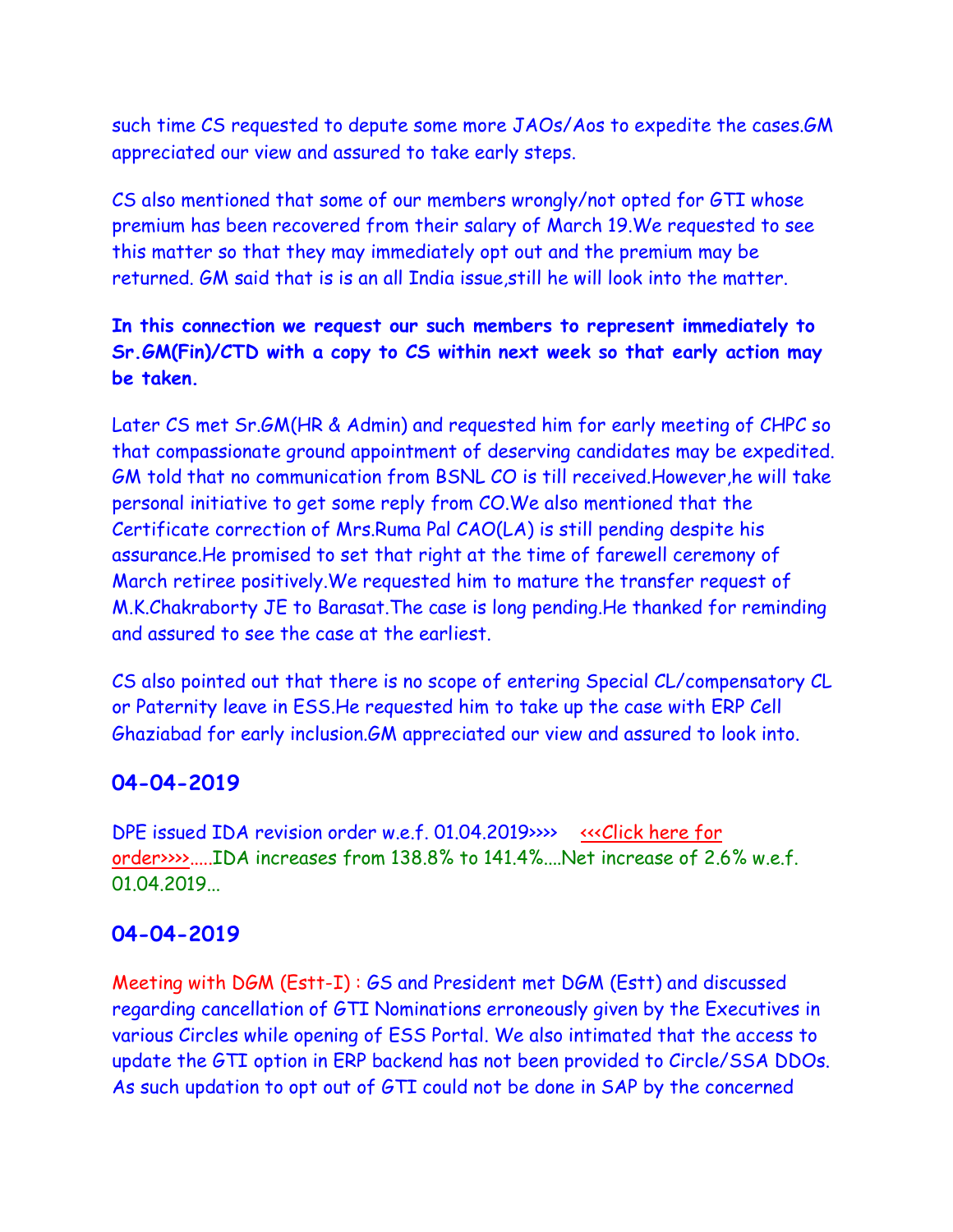such time CS requested to depute some more JAOs/Aos to expedite the cases.GM appreciated our view and assured to take early steps.

CS also mentioned that some of our members wrongly/not opted for GTI whose premium has been recovered from their salary of March 19.We requested to see this matter so that they may immediately opt out and the premium may be returned. GM said that is is an all India issue,still he will look into the matter.

**In this connection we request our such members to represent immediately to Sr.GM(Fin)/CTD with a copy to CS within next week so that early action may be taken.**

Later CS met Sr.GM(HR & Admin) and requested him for early meeting of CHPC so that compassionate ground appointment of deserving candidates may be expedited. GM told that no communication from BSNL CO is till received.However,he will take personal initiative to get some reply from CO.We also mentioned that the Certificate correction of Mrs.Ruma Pal CAO(LA) is still pending despite his assurance.He promised to set that right at the time of farewell ceremony of March retiree positively.We requested him to mature the transfer request of M.K.Chakraborty JE to Barasat.The case is long pending.He thanked for reminding and assured to see the case at the earliest.

CS also pointed out that there is no scope of entering Special CL/compensatory CL or Paternity leave in ESS.He requested him to take up the case with ERP Cell Ghaziabad for early inclusion.GM appreciated our view and assured to look into.

## 04-04-2019

DPE issued IDA revision order w.e.f. 01.04.2019>>>> <<<Click here for order>>>>.....IDA increases from 138.8% to 141.4%....Net increase of 2.6% w.e.f. 01.04.2019...

## 04-04-2019

Meeting with DGM (Estt-I) : GS and President met DGM (Estt) and discussed regarding cancellation of GTI Nominations erroneously given by the Executives in various Circles while opening of ESS Portal. We also intimated that the access to update the GTI option in ERP backend has not been provided to Circle/SSA DDOs. As such updation to opt out of GTI could not be done in SAP by the concerned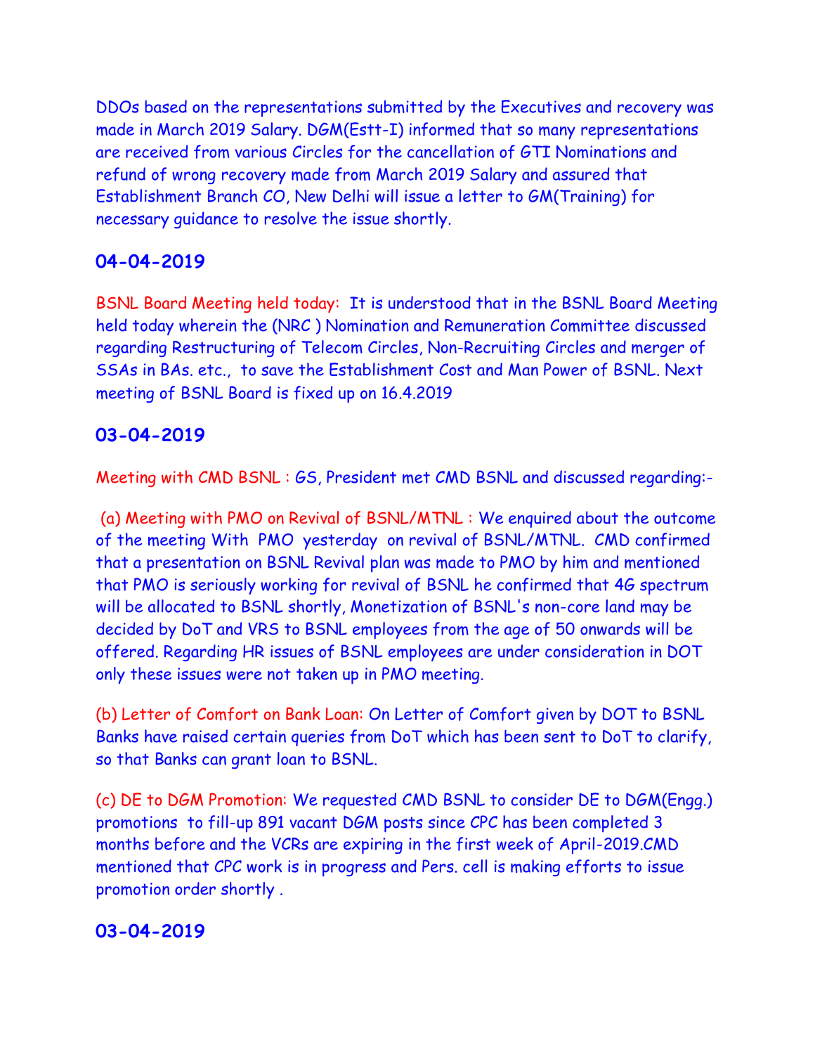DDOs based on the representations submitted by the Executives and recovery was made in March 2019 Salary. DGM(Estt-I) informed that so many representations are received from various Circles for the cancellation of GTI Nominations and refund of wrong recovery made from March 2019 Salary and assured that Establishment Branch CO, New Delhi will issue a letter to GM(Training) for necessary guidance to resolve the issue shortly.

## 04-04-2019

BSNL Board Meeting held today: It is understood that in the BSNL Board Meeting held today wherein the (NRC ) Nomination and Remuneration Committee discussed regarding Restructuring of Telecom Circles, Non-Recruiting Circles and merger of SSAs in BAs. etc., to save the Establishment Cost and Man Power of BSNL. Next meeting of BSNL Board is fixed up on 16.4.2019

## 03-04-2019

Meeting with CMD BSNL : GS, President met CMD BSNL and discussed regarding:-

(a) Meeting with PMO on Revival of BSNL/MTNL : We enquired about the outcome of the meeting With PMO yesterday on revival of BSNL/MTNL. CMD confirmed that a presentation on BSNL Revival plan was made to PMO by him and mentioned that PMO is seriously working for revival of BSNL he confirmed that 4G spectrum will be allocated to BSNL shortly, Monetization of BSNL's non-core land may be decided by DoT and VRS to BSNL employees from the age of 50 onwards will be offered. Regarding HR issues of BSNL employees are under consideration in DOT only these issues were not taken up in PMO meeting.

(b) Letter of Comfort on Bank Loan: On Letter of Comfort given by DOT to BSNL Banks have raised certain queries from DoT which has been sent to DoT to clarify, so that Banks can grant loan to BSNL.

(c) DE to DGM Promotion: We requested CMD BSNL to consider DE to DGM(Engg.) promotions to fill-up 891 vacant DGM posts since CPC has been completed 3 months before and the VCRs are expiring in the first week of April-2019.CMD mentioned that CPC work is in progress and Pers. cell is making efforts to issue promotion order shortly .

## 03-04-2019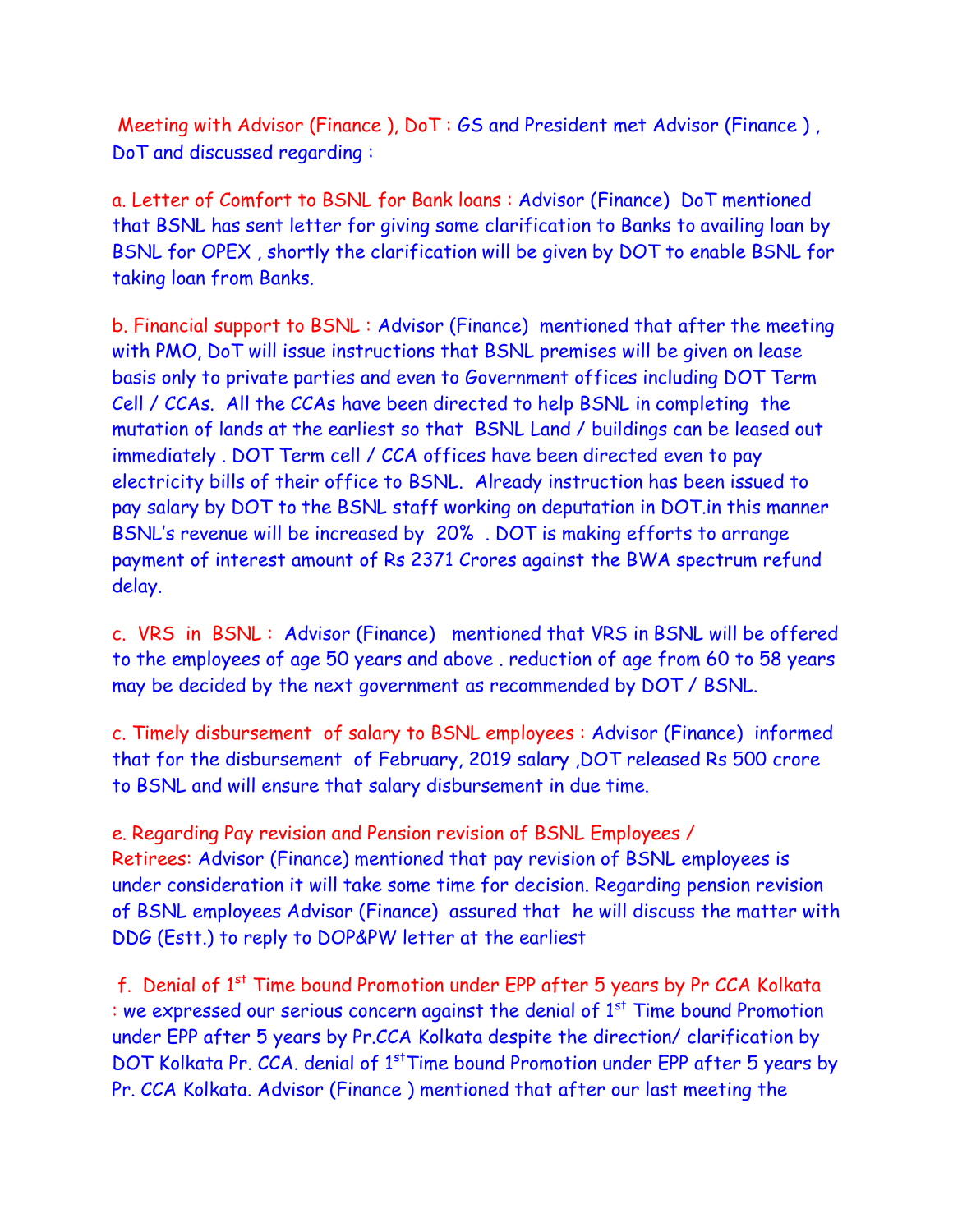**Meeting with Advisor (Finance ), DoT :** GS and President met Advisor (Finance ) , DoT and discussed regarding :

**a. Letter of Comfort to BSNL for Bank loans :** Advisor (Finance) DoT mentioned that BSNL has sent letter for giving some clarification to Banks to availing loan by BSNL for OPEX , shortly the clarification will be given by DOT to enable BSNL for taking loan from Banks.

**b. Financial support to BSNL :** Advisor (Finance) mentioned that after the meeting with PMO, DoT will issue instructions that BSNL premises will be given on lease basis only to private parties and even to Government offices including DOT Term Cell / CCAs. All the CCAs have been directed to help BSNL in completing the mutation of lands at the earliest so that BSNL Land / buildings can be leased out immediately . DOT Term cell / CCA offices have been directed even to pay electricity bills of their office to BSNL. Already instruction has been issued to pay salary by DOT to the BSNL staff working on deputation in DOT.in this manner BSNL's revenue will be increased by 20% . DOT is making efforts to arrange payment of interest amount of Rs 2371 Crores against the BWA spectrum refund delay.

**c. VRS in BSNL :** Advisor (Finance) mentioned that VRS in BSNL will be offered to the employees of age 50 years and above . reduction of age from 60 to 58 years may be decided by the next government as recommended by DOT / BSNL.

**c. Timely disbursement of salary to BSNL employees :** Advisor (Finance) informed that for the disbursement of February, 2019 salary ,DOT released Rs 500 crore to BSNL and will ensure that salary disbursement in due time.

**e. Regarding Pay revision and Pension revision of BSNL Employees / Retirees:** Advisor (Finance) mentioned that pay revision of BSNL employees is under consideration it will take some time for decision. Regarding pension revision of BSNL employees Advisor (Finance) assured that he will discuss the matter with DDG (Estt.) to reply to DOP&PW letter at the earliest

**f. Denial of 1st Time bound Promotion under EPP after 5 years by Pr CCA Kolkata :** we expressed our serious concern against the denial of 1st Time bound Promotion under EPP after 5 years by Pr.CCA Kolkata despite the direction/ clarification by DOT Kolkata Pr. CCA. denial of 1st Time bound Promotion under EPP after 5 years by Pr. CCA Kolkata. Advisor (Finance ) mentioned that after our last meeting the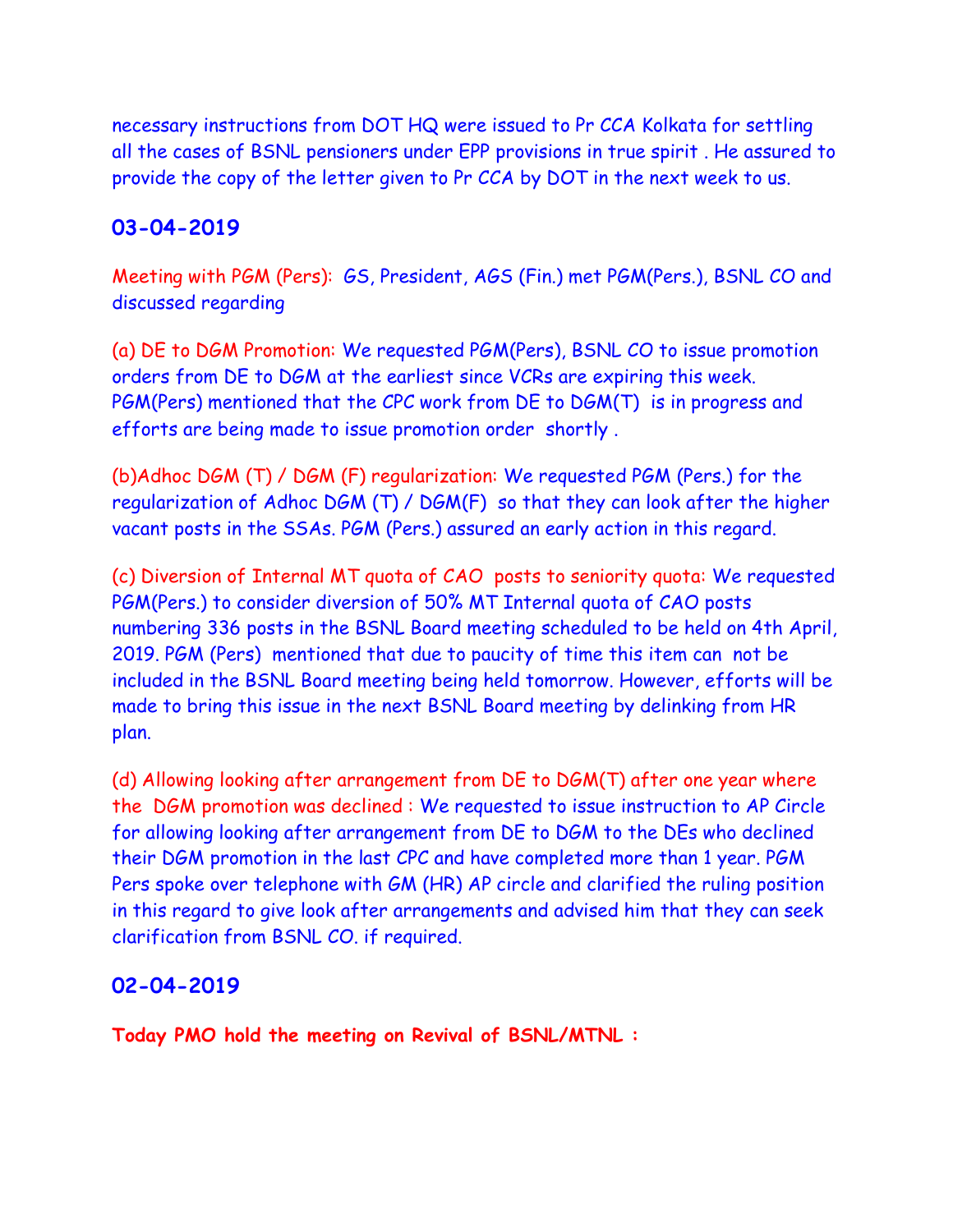necessary instructions from DOT HQ were issued to Pr CCA Kolkata for settling all the cases of BSNL pensioners under EPP provisions in true spirit . He assured to provide the copy of the letter given to Pr CCA by DOT in the next week to us.

## 03-04-2019

Meeting with PGM (Pers): GS, President, AGS (Fin.) met PGM(Pers.), BSNL CO and discussed regarding

(a) DE to DGM Promotion: We requested PGM(Pers), BSNL CO to issue promotion orders from DE to DGM at the earliest since VCRs are expiring this week. PGM(Pers) mentioned that the CPC work from DE to DGM(T) is in progress and efforts are being made to issue promotion order shortly .

(b)Adhoc DGM (T) / DGM (F) regularization: We requested PGM (Pers.) for the regularization of Adhoc DGM (T) / DGM(F) so that they can look after the higher vacant posts in the SSAs. PGM (Pers.) assured an early action in this regard.

(c) Diversion of Internal MT quota of CAO posts to seniority quota: We requested PGM(Pers.) to consider diversion of 50% MT Internal quota of CAO posts numbering 336 posts in the BSNL Board meeting scheduled to be held on 4th April, 2019. PGM (Pers) mentioned that due to paucity of time this item can not be included in the BSNL Board meeting being held tomorrow. However, efforts will be made to bring this issue in the next BSNL Board meeting by delinking from HR plan.

(d) Allowing looking after arrangement from DE to DGM(T) after one year where the DGM promotion was declined : We requested to issue instruction to AP Circle for allowing looking after arrangement from DE to DGM to the DEs who declined their DGM promotion in the last CPC and have completed more than 1 year. PGM Pers spoke over telephone with GM (HR) AP circle and clarified the ruling position in this regard to give look after arrangements and advised him that they can seek clarification from BSNL CO. if required.

## 02-04-2019

**Today PMO hold the meeting on Revival of BSNL/MTNL :**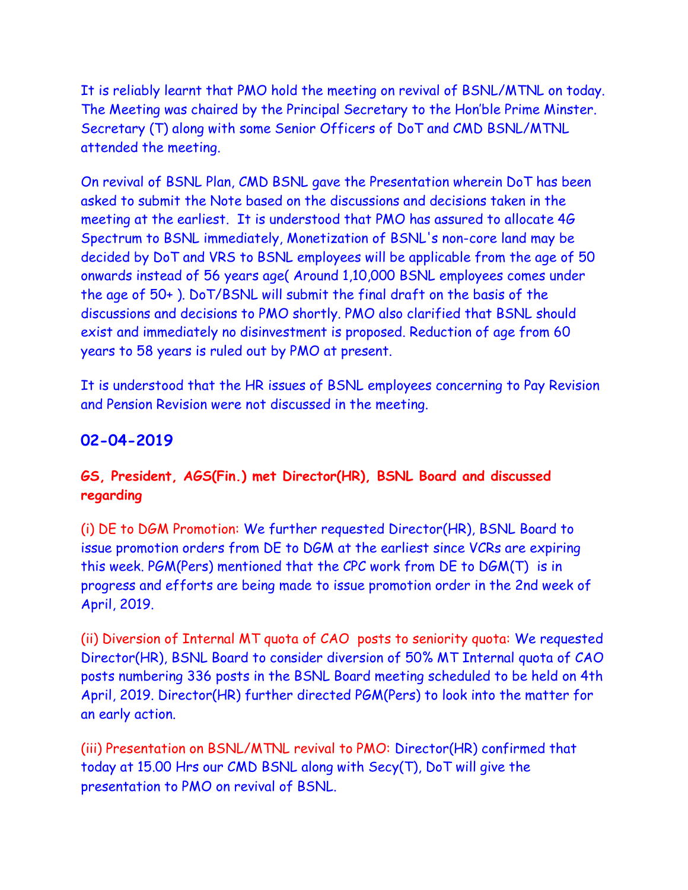It is reliably learnt that PMO hold the meeting on revival of BSNL/MTNL on today. The Meeting was chaired by the Principal Secretary to the Hon'ble Prime Minster. Secretary (T) along with some Senior Officers of DoT and CMD BSNL/MTNL attended the meeting.

On revival of BSNL Plan, CMD BSNL gave the Presentation wherein DoT has been asked to submit the Note based on the discussions and decisions taken in the meeting at the earliest. It is understood that PMO has assured to allocate 4G Spectrum to BSNL immediately, Monetization of BSNL's non-core land may be decided by DoT and VRS to BSNL employees will be applicable from the age of 50 onwards instead of 56 years age( Around 1,10,000 BSNL employees comes under the age of 50+ ). DoT/BSNL will submit the final draft on the basis of the discussions and decisions to PMO shortly. PMO also clarified that BSNL should exist and immediately no disinvestment is proposed. Reduction of age from 60 years to 58 years is ruled out by PMO at present.

It is understood that the HR issues of BSNL employees concerning to Pay Revision and Pension Revision were not discussed in the meeting.

## 02-04-2019

**GS, President, AGS(Fin.) met Director(HR), BSNL Board and discussed regarding**

(i) DE to DGM Promotion: We further requested Director(HR), BSNL Board to issue promotion orders from DE to DGM at the earliest since VCRs are expiring this week. PGM(Pers) mentioned that the CPC work from DE to DGM(T) is in progress and efforts are being made to issue promotion order in the 2nd week of April, 2019.

(ii) Diversion of Internal MT quota of CAO posts to seniority quota: We requested Director(HR), BSNL Board to consider diversion of 50% MT Internal quota of CAO posts numbering 336 posts in the BSNL Board meeting scheduled to be held on 4th April, 2019. Director(HR) further directed PGM(Pers) to look into the matter for an early action.

(iii) Presentation on BSNL/MTNL revival to PMO: Director(HR) confirmed that today at 15.00 Hrs our CMD BSNL along with Secy(T), DoT will give the presentation to PMO on revival of BSNL.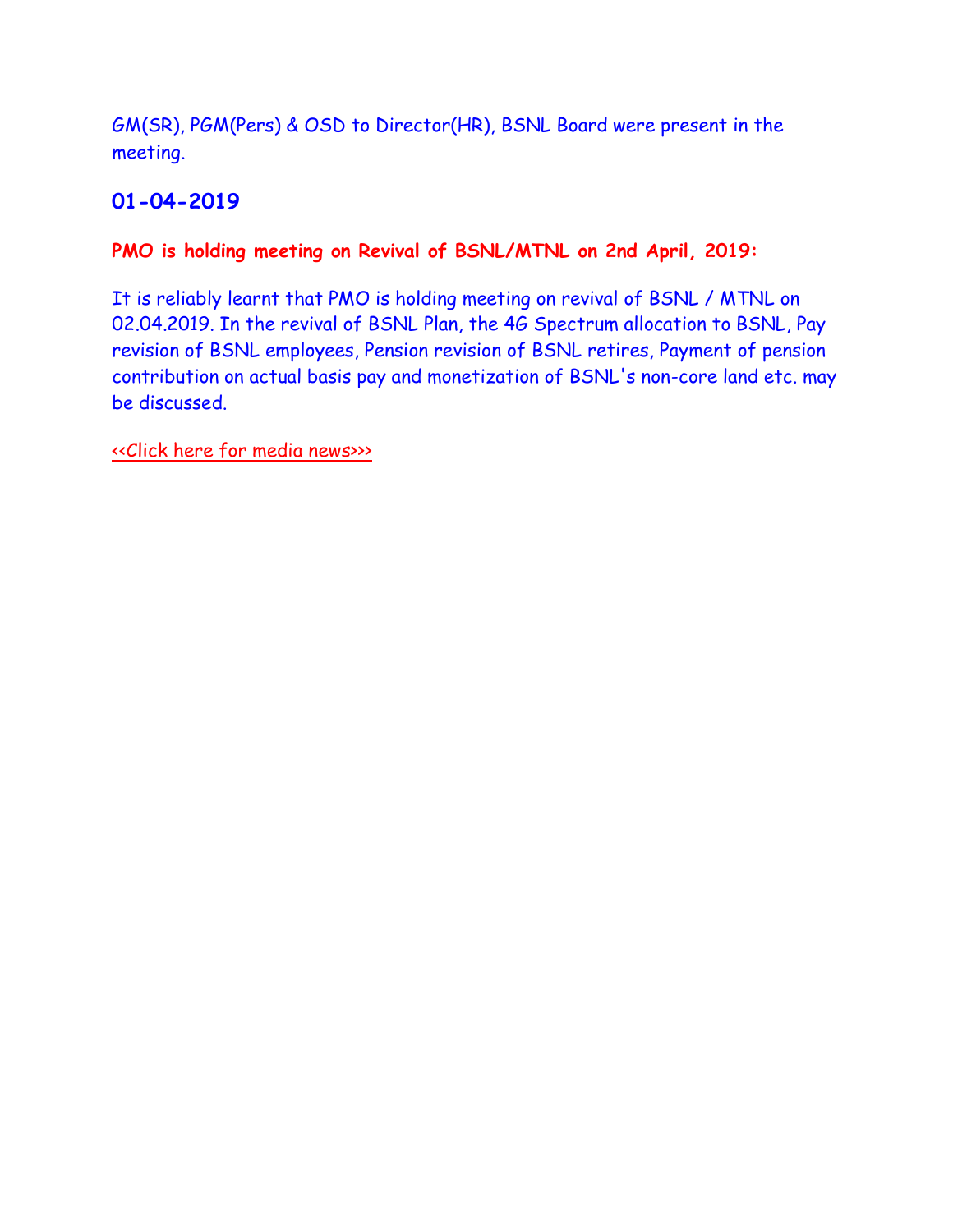GM(SR), PGM(Pers) & OSD to Director(HR), BSNL Board were present in the meeting.

## 01-04-2019

**PMO is holding meeting on Revival of BSNL/MTNL on 2nd April, 2019:**

It is reliably learnt that PMO is holding meeting on revival of BSNL / MTNL on 02.04.2019. In the revival of BSNL Plan, the 4G Spectrum allocation to BSNL, Pay revision of BSNL employees, Pension revision of BSNL retires, Payment of pension contribution on actual basis pay and monetization of BSNL's non-core land etc. may be discussed.

<<Click here for media news>>>